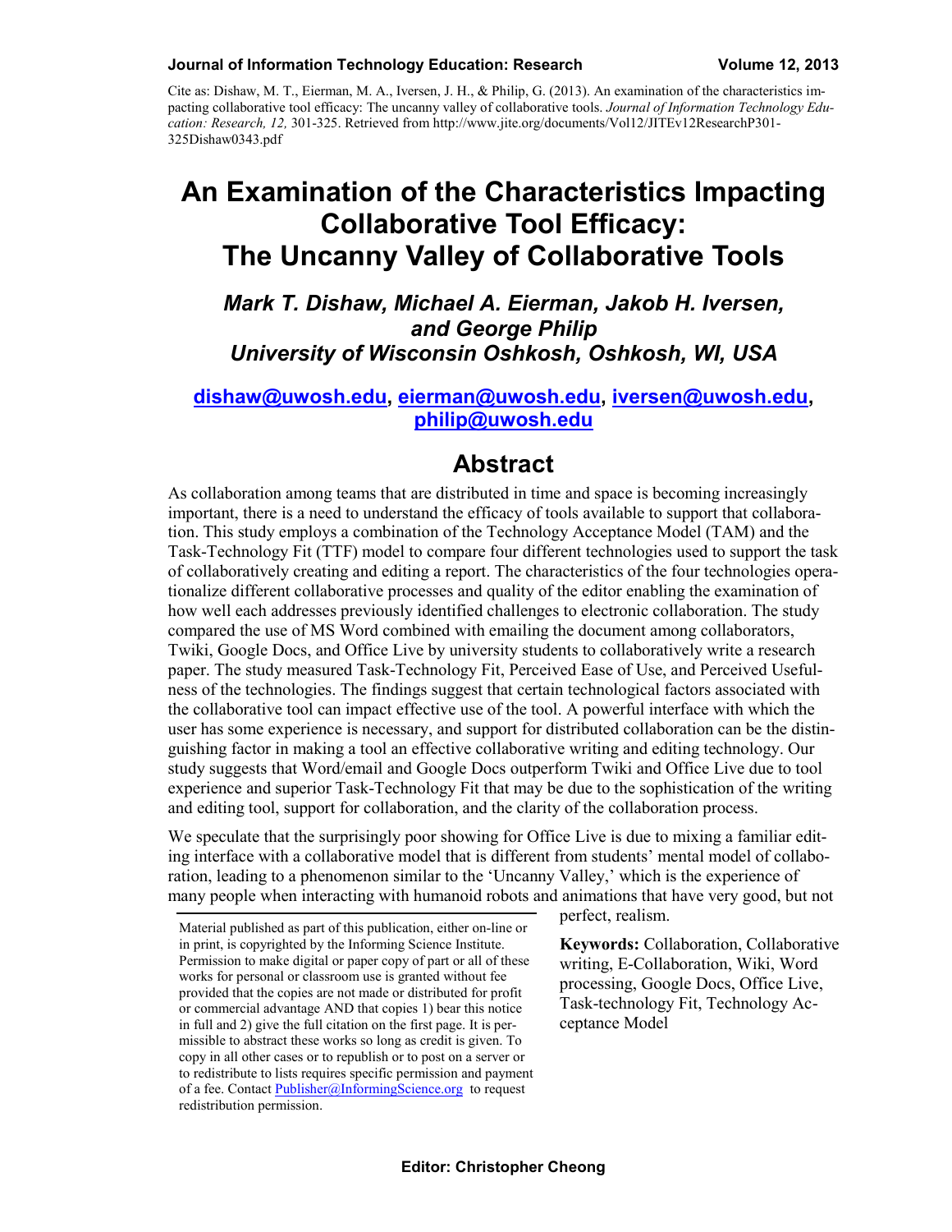Cite as: Dishaw, M. T., Eierman, M. A., Iversen, J. H., & Philip, G. (2013). An examination of the characteristics impacting collaborative tool efficacy: The uncanny valley of collaborative tools. *Journal of Information Technology Education: Research, 12,* 301-325. Retrieved from http://www.jite.org/documents/Vol12/JITEv12ResearchP301-325Dishaw0343.pdf

# An Examination of the Characteristics Impacting Collaborative Tool Efficacy: The Uncanny Valley of Collaborative Tools

***Mark T. Dishaw, Michael A. Eierman, Jakob H. Iversen, and George Philip***
***University of Wisconsin Oshkosh, Oshkosh, WI, USA***

**dishaw@uwosh.edu, eierman@uwosh.edu, iversen@uwosh.edu, philip@uwosh.edu**

## Abstract

As collaboration among teams that are distributed in time and space is becoming increasingly important, there is a need to understand the efficacy of tools available to support that collaboration. This study employs a combination of the Technology Acceptance Model (TAM) and the Task-Technology Fit (TTF) model to compare four different technologies used to support the task of collaboratively creating and editing a report. The characteristics of the four technologies operationalize different collaborative processes and quality of the editor enabling the examination of how well each addresses previously identified challenges to electronic collaboration. The study compared the use of MS Word combined with emailing the document among collaborators, Twiki, Google Docs, and Office Live by university students to collaboratively write a research paper. The study measured Task-Technology Fit, Perceived Ease of Use, and Perceived Usefulness of the technologies. The findings suggest that certain technological factors associated with the collaborative tool can impact effective use of the tool. A powerful interface with which the user has some experience is necessary, and support for distributed collaboration can be the distinguishing factor in making a tool an effective collaborative writing and editing technology. Our study suggests that Word/email and Google Docs outperform Twiki and Office Live due to tool experience and superior Task-Technology Fit that may be due to the sophistication of the writing and editing tool, support for collaboration, and the clarity of the collaboration process.

We speculate that the surprisingly poor showing for Office Live is due to mixing a familiar editing interface with a collaborative model that is different from students' mental model of collaboration, leading to a phenomenon similar to the 'Uncanny Valley,' which is the experience of many people when interacting with humanoid robots and animations that have very good, but not perfect, realism.

**Keywords:** Collaboration, Collaborative writing, E-Collaboration, Wiki, Word processing, Google Docs, Office Live, Task-technology Fit, Technology Acceptance Model

Material published as part of this publication, either on-line or in print, is copyrighted by the Informing Science Institute. Permission to make digital or paper copy of part or all of these works for personal or classroom use is granted without fee provided that the copies are not made or distributed for profit or commercial advantage AND that copies 1) bear this notice in full and 2) give the full citation on the first page. It is permissible to abstract these works so long as credit is given. To copy in all other cases or to republish or to post on a server or to redistribute to lists requires specific permission and payment of a fee. Contact Publisher@InformingScience.org to request redistribution permission.

**Editor: Christopher Cheong**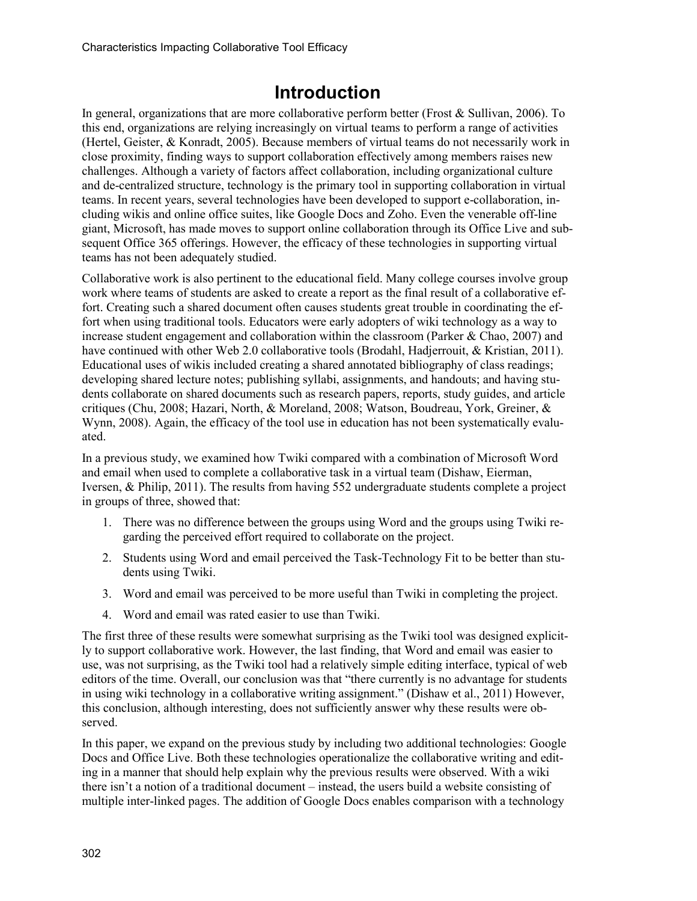# Introduction

In general, organizations that are more collaborative perform better (Frost & Sullivan, 2006). To this end, organizations are relying increasingly on virtual teams to perform a range of activities (Hertel, Geister, & Konradt, 2005). Because members of virtual teams do not necessarily work in close proximity, finding ways to support collaboration effectively among members raises new challenges. Although a variety of factors affect collaboration, including organizational culture and de-centralized structure, technology is the primary tool in supporting collaboration in virtual teams. In recent years, several technologies have been developed to support e-collaboration, including wikis and online office suites, like Google Docs and Zoho. Even the venerable off-line giant, Microsoft, has made moves to support online collaboration through its Office Live and subsequent Office 365 offerings. However, the efficacy of these technologies in supporting virtual teams has not been adequately studied.

Collaborative work is also pertinent to the educational field. Many college courses involve group work where teams of students are asked to create a report as the final result of a collaborative effort. Creating such a shared document often causes students great trouble in coordinating the effort when using traditional tools. Educators were early adopters of wiki technology as a way to increase student engagement and collaboration within the classroom (Parker & Chao, 2007) and have continued with other Web 2.0 collaborative tools (Brodahl, Hadjerrouit, & Kristian, 2011). Educational uses of wikis included creating a shared annotated bibliography of class readings; developing shared lecture notes; publishing syllabi, assignments, and handouts; and having students collaborate on shared documents such as research papers, reports, study guides, and article critiques (Chu, 2008; Hazari, North, & Moreland, 2008; Watson, Boudreau, York, Greiner, & Wynn, 2008). Again, the efficacy of the tool use in education has not been systematically evaluated.

In a previous study, we examined how Twiki compared with a combination of Microsoft Word and email when used to complete a collaborative task in a virtual team (Dishaw, Eierman, Iversen, & Philip, 2011). The results from having 552 undergraduate students complete a project in groups of three, showed that:

1. There was no difference between the groups using Word and the groups using Twiki regarding the perceived effort required to collaborate on the project.
2. Students using Word and email perceived the Task-Technology Fit to be better than students using Twiki.
3. Word and email was perceived to be more useful than Twiki in completing the project.
4. Word and email was rated easier to use than Twiki.

The first three of these results were somewhat surprising as the Twiki tool was designed explicitly to support collaborative work. However, the last finding, that Word and email was easier to use, was not surprising, as the Twiki tool had a relatively simple editing interface, typical of web editors of the time. Overall, our conclusion was that "there currently is no advantage for students in using wiki technology in a collaborative writing assignment." (Dishaw et al., 2011) However, this conclusion, although interesting, does not sufficiently answer why these results were observed.

In this paper, we expand on the previous study by including two additional technologies: Google Docs and Office Live. Both these technologies operationalize the collaborative writing and editing in a manner that should help explain why the previous results were observed. With a wiki there isn't a notion of a traditional document – instead, the users build a website consisting of multiple inter-linked pages. The addition of Google Docs enables comparison with a technology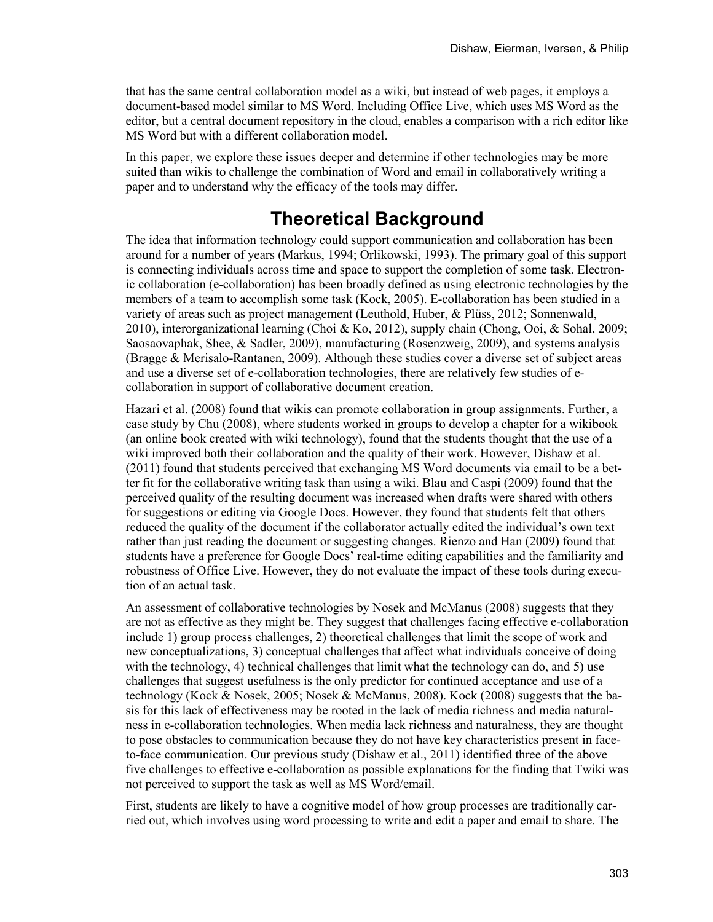that has the same central collaboration model as a wiki, but instead of web pages, it employs a document-based model similar to MS Word. Including Office Live, which uses MS Word as the editor, but a central document repository in the cloud, enables a comparison with a rich editor like MS Word but with a different collaboration model.

In this paper, we explore these issues deeper and determine if other technologies may be more suited than wikis to challenge the combination of Word and email in collaboratively writing a paper and to understand why the efficacy of the tools may differ.

# Theoretical Background

The idea that information technology could support communication and collaboration has been around for a number of years (Markus, 1994; Orlikowski, 1993). The primary goal of this support is connecting individuals across time and space to support the completion of some task. Electronic collaboration (e-collaboration) has been broadly defined as using electronic technologies by the members of a team to accomplish some task (Kock, 2005). E-collaboration has been studied in a variety of areas such as project management (Leuthold, Huber, & Plüss, 2012; Sonnenwald, 2010), interorganizational learning (Choi & Ko, 2012), supply chain (Chong, Ooi, & Sohal, 2009; Saosaovaphak, Shee, & Sadler, 2009), manufacturing (Rosenzweig, 2009), and systems analysis (Bragge & Merisalo-Rantanen, 2009). Although these studies cover a diverse set of subject areas and use a diverse set of e-collaboration technologies, there are relatively few studies of e-collaboration in support of collaborative document creation.

Hazari et al. (2008) found that wikis can promote collaboration in group assignments. Further, a case study by Chu (2008), where students worked in groups to develop a chapter for a wikibook (an online book created with wiki technology), found that the students thought that the use of a wiki improved both their collaboration and the quality of their work. However, Dishaw et al. (2011) found that students perceived that exchanging MS Word documents via email to be a better fit for the collaborative writing task than using a wiki. Blau and Caspi (2009) found that the perceived quality of the resulting document was increased when drafts were shared with others for suggestions or editing via Google Docs. However, they found that students felt that others reduced the quality of the document if the collaborator actually edited the individual's own text rather than just reading the document or suggesting changes. Rienzo and Han (2009) found that students have a preference for Google Docs' real-time editing capabilities and the familiarity and robustness of Office Live. However, they do not evaluate the impact of these tools during execution of an actual task.

An assessment of collaborative technologies by Nosek and McManus (2008) suggests that they are not as effective as they might be. They suggest that challenges facing effective e-collaboration include 1) group process challenges, 2) theoretical challenges that limit the scope of work and new conceptualizations, 3) conceptual challenges that affect what individuals conceive of doing with the technology, 4) technical challenges that limit what the technology can do, and 5) use challenges that suggest usefulness is the only predictor for continued acceptance and use of a technology (Kock & Nosek, 2005; Nosek & McManus, 2008). Kock (2008) suggests that the basis for this lack of effectiveness may be rooted in the lack of media richness and media naturalness in e-collaboration technologies. When media lack richness and naturalness, they are thought to pose obstacles to communication because they do not have key characteristics present in face-to-face communication. Our previous study (Dishaw et al., 2011) identified three of the above five challenges to effective e-collaboration as possible explanations for the finding that Twiki was not perceived to support the task as well as MS Word/email.

First, students are likely to have a cognitive model of how group processes are traditionally carried out, which involves using word processing to write and edit a paper and email to share. The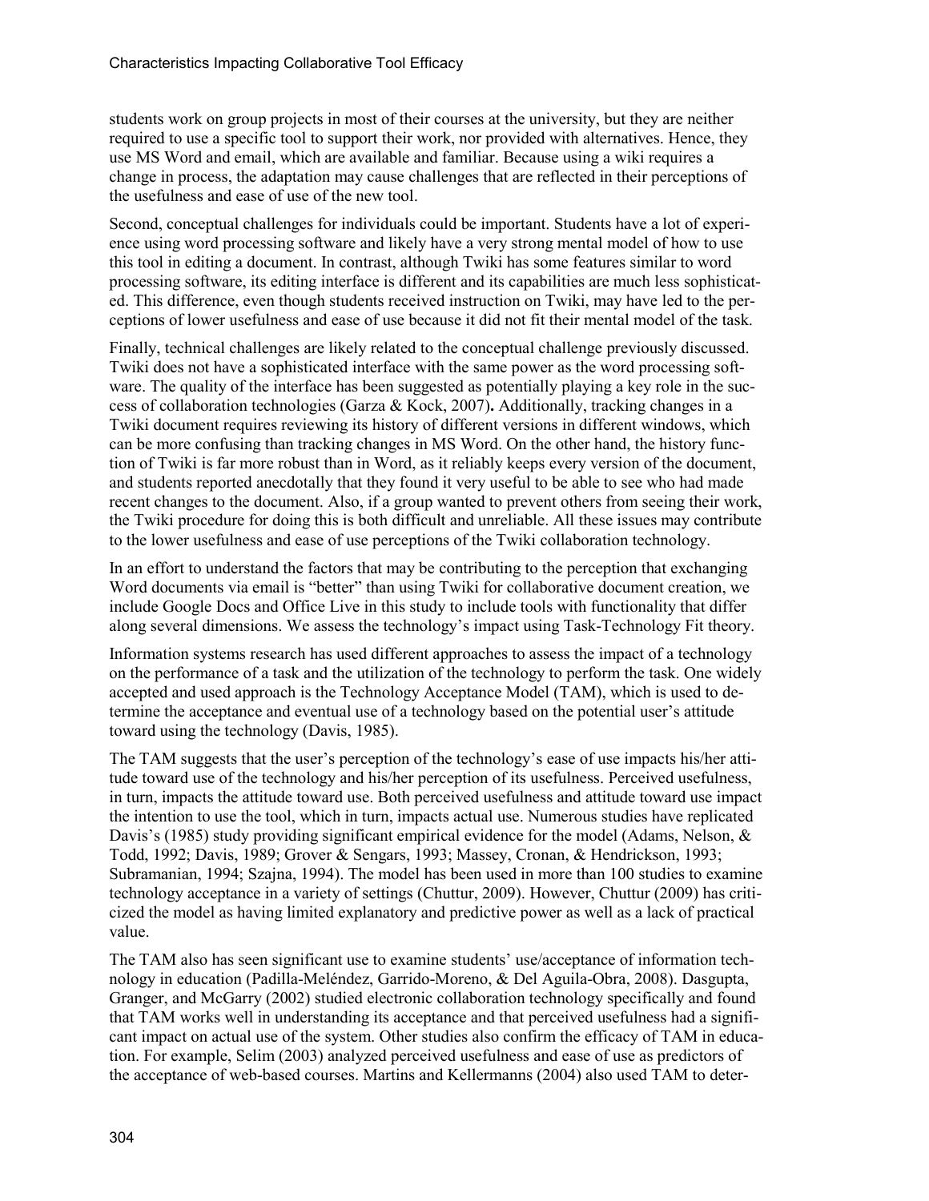students work on group projects in most of their courses at the university, but they are neither required to use a specific tool to support their work, nor provided with alternatives. Hence, they use MS Word and email, which are available and familiar. Because using a wiki requires a change in process, the adaptation may cause challenges that are reflected in their perceptions of the usefulness and ease of use of the new tool.

Second, conceptual challenges for individuals could be important. Students have a lot of experience using word processing software and likely have a very strong mental model of how to use this tool in editing a document. In contrast, although Twiki has some features similar to word processing software, its editing interface is different and its capabilities are much less sophisticated. This difference, even though students received instruction on Twiki, may have led to the perceptions of lower usefulness and ease of use because it did not fit their mental model of the task.

Finally, technical challenges are likely related to the conceptual challenge previously discussed. Twiki does not have a sophisticated interface with the same power as the word processing software. The quality of the interface has been suggested as potentially playing a key role in the success of collaboration technologies (Garza & Kock, 2007). Additionally, tracking changes in a Twiki document requires reviewing its history of different versions in different windows, which can be more confusing than tracking changes in MS Word. On the other hand, the history function of Twiki is far more robust than in Word, as it reliably keeps every version of the document, and students reported anecdotally that they found it very useful to be able to see who had made recent changes to the document. Also, if a group wanted to prevent others from seeing their work, the Twiki procedure for doing this is both difficult and unreliable. All these issues may contribute to the lower usefulness and ease of use perceptions of the Twiki collaboration technology.

In an effort to understand the factors that may be contributing to the perception that exchanging Word documents via email is "better" than using Twiki for collaborative document creation, we include Google Docs and Office Live in this study to include tools with functionality that differ along several dimensions. We assess the technology's impact using Task-Technology Fit theory.

Information systems research has used different approaches to assess the impact of a technology on the performance of a task and the utilization of the technology to perform the task. One widely accepted and used approach is the Technology Acceptance Model (TAM), which is used to determine the acceptance and eventual use of a technology based on the potential user's attitude toward using the technology (Davis, 1985).

The TAM suggests that the user's perception of the technology's ease of use impacts his/her attitude toward use of the technology and his/her perception of its usefulness. Perceived usefulness, in turn, impacts the attitude toward use. Both perceived usefulness and attitude toward use impact the intention to use the tool, which in turn, impacts actual use. Numerous studies have replicated Davis's (1985) study providing significant empirical evidence for the model (Adams, Nelson, & Todd, 1992; Davis, 1989; Grover & Sengars, 1993; Massey, Cronan, & Hendrickson, 1993; Subramanian, 1994; Szajna, 1994). The model has been used in more than 100 studies to examine technology acceptance in a variety of settings (Chuttur, 2009). However, Chuttur (2009) has criticized the model as having limited explanatory and predictive power as well as a lack of practical value.

The TAM also has seen significant use to examine students' use/acceptance of information technology in education (Padilla-Meléndez, Garrido-Moreno, & Del Aguila-Obra, 2008). Dasgupta, Granger, and McGarry (2002) studied electronic collaboration technology specifically and found that TAM works well in understanding its acceptance and that perceived usefulness had a significant impact on actual use of the system. Other studies also confirm the efficacy of TAM in education. For example, Selim (2003) analyzed perceived usefulness and ease of use as predictors of the acceptance of web-based courses. Martins and Kellermanns (2004) also used TAM to deter-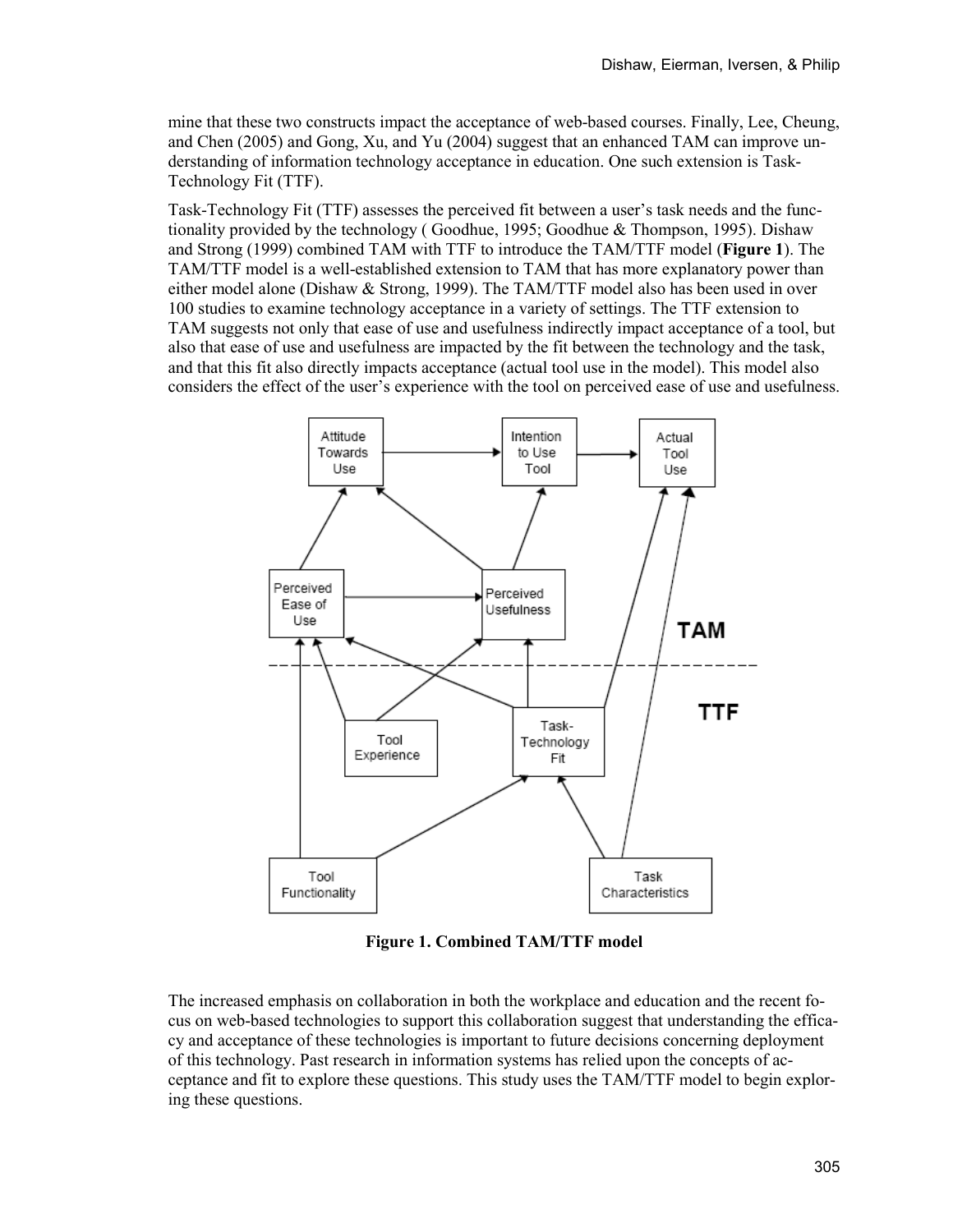mine that these two constructs impact the acceptance of web-based courses. Finally, Lee, Cheung, and Chen (2005) and Gong, Xu, and Yu (2004) suggest that an enhanced TAM can improve understanding of information technology acceptance in education. One such extension is Task-Technology Fit (TTF).

Task-Technology Fit (TTF) assesses the perceived fit between a user's task needs and the functionality provided by the technology ( Goodhue, 1995; Goodhue & Thompson, 1995). Dishaw and Strong (1999) combined TAM with TTF to introduce the TAM/TTF model (**Figure 1**). The TAM/TTF model is a well-established extension to TAM that has more explanatory power than either model alone (Dishaw & Strong, 1999). The TAM/TTF model also has been used in over 100 studies to examine technology acceptance in a variety of settings. The TTF extension to TAM suggests not only that ease of use and usefulness indirectly impact acceptance of a tool, but also that ease of use and usefulness are impacted by the fit between the technology and the task, and that this fit also directly impacts acceptance (actual tool use in the model). This model also considers the effect of the user's experience with the tool on perceived ease of use and usefulness.

**Figure 1. Combined TAM/TTF model**

The increased emphasis on collaboration in both the workplace and education and the recent focus on web-based technologies to support this collaboration suggest that understanding the efficacy and acceptance of these technologies is important to future decisions concerning deployment of this technology. Past research in information systems has relied upon the concepts of acceptance and fit to explore these questions. This study uses the TAM/TTF model to begin exploring these questions.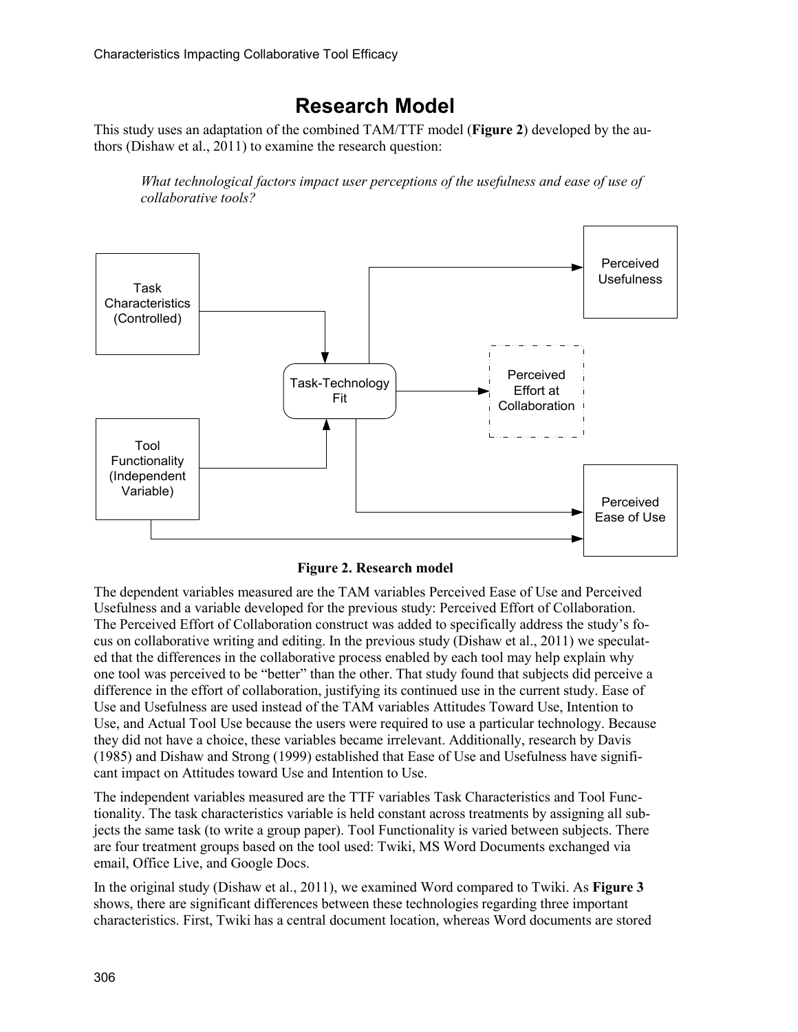# Research Model

This study uses an adaptation of the combined TAM/TTF model (**Figure 2**) developed by the authors (Dishaw et al., 2011) to examine the research question:

> *What technological factors impact user perceptions of the usefulness and ease of use of collaborative tools?*

**Figure 2. Research model**

The dependent variables measured are the TAM variables Perceived Ease of Use and Perceived Usefulness and a variable developed for the previous study: Perceived Effort of Collaboration. The Perceived Effort of Collaboration construct was added to specifically address the study's focus on collaborative writing and editing. In the previous study (Dishaw et al., 2011) we speculated that the differences in the collaborative process enabled by each tool may help explain why one tool was perceived to be "better" than the other. That study found that subjects did perceive a difference in the effort of collaboration, justifying its continued use in the current study. Ease of Use and Usefulness are used instead of the TAM variables Attitudes Toward Use, Intention to Use, and Actual Tool Use because the users were required to use a particular technology. Because they did not have a choice, these variables became irrelevant. Additionally, research by Davis (1985) and Dishaw and Strong (1999) established that Ease of Use and Usefulness have significant impact on Attitudes toward Use and Intention to Use.

The independent variables measured are the TTF variables Task Characteristics and Tool Functionality. The task characteristics variable is held constant across treatments by assigning all subjects the same task (to write a group paper). Tool Functionality is varied between subjects. There are four treatment groups based on the tool used: Twiki, MS Word Documents exchanged via email, Office Live, and Google Docs.

In the original study (Dishaw et al., 2011), we examined Word compared to Twiki. As **Figure 3** shows, there are significant differences between these technologies regarding three important characteristics. First, Twiki has a central document location, whereas Word documents are stored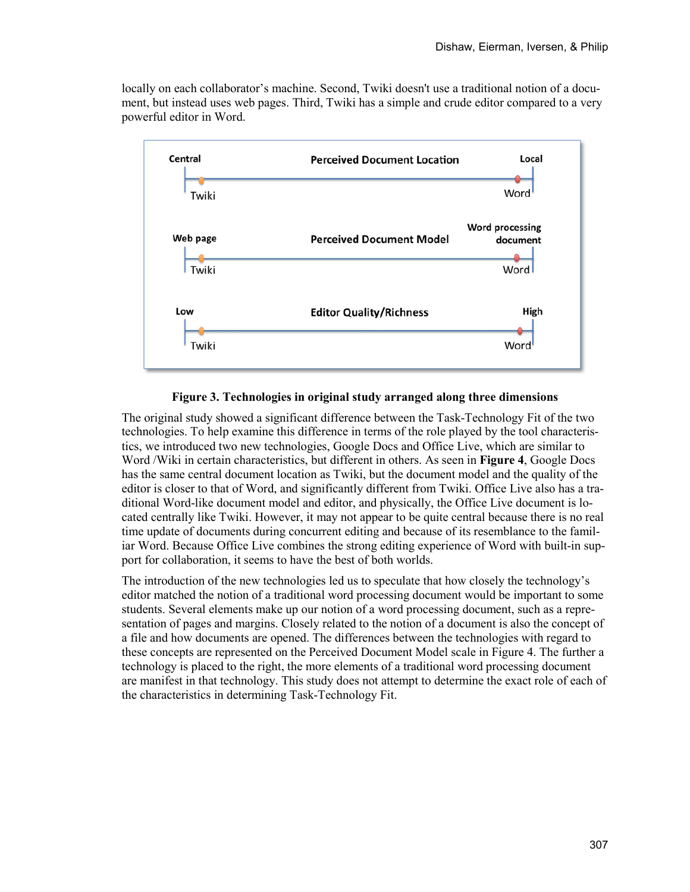locally on each collaborator's machine. Second, Twiki doesn't use a traditional notion of a document, but instead uses web pages. Third, Twiki has a simple and crude editor compared to a very powerful editor in Word.

Central — Perceived Document Location — Local

Twiki — Word

Web page — Perceived Document Model — Word processing document

Twiki — Word

Low — Editor Quality/Richness — High

Twiki — Word

**Figure 3. Technologies in original study arranged along three dimensions**

The original study showed a significant difference between the Task-Technology Fit of the two technologies. To help examine this difference in terms of the role played by the tool characteristics, we introduced two new technologies, Google Docs and Office Live, which are similar to Word /Wiki in certain characteristics, but different in others. As seen in **Figure 4**, Google Docs has the same central document location as Twiki, but the document model and the quality of the editor is closer to that of Word, and significantly different from Twiki. Office Live also has a traditional Word-like document model and editor, and physically, the Office Live document is located centrally like Twiki. However, it may not appear to be quite central because there is no real time update of documents during concurrent editing and because of its resemblance to the familiar Word. Because Office Live combines the strong editing experience of Word with built-in support for collaboration, it seems to have the best of both worlds.

The introduction of the new technologies led us to speculate that how closely the technology's editor matched the notion of a traditional word processing document would be important to some students. Several elements make up our notion of a word processing document, such as a representation of pages and margins. Closely related to the notion of a document is also the concept of a file and how documents are opened. The differences between the technologies with regard to these concepts are represented on the Perceived Document Model scale in Figure 4. The further a technology is placed to the right, the more elements of a traditional word processing document are manifest in that technology. This study does not attempt to determine the exact role of each of the characteristics in determining Task-Technology Fit.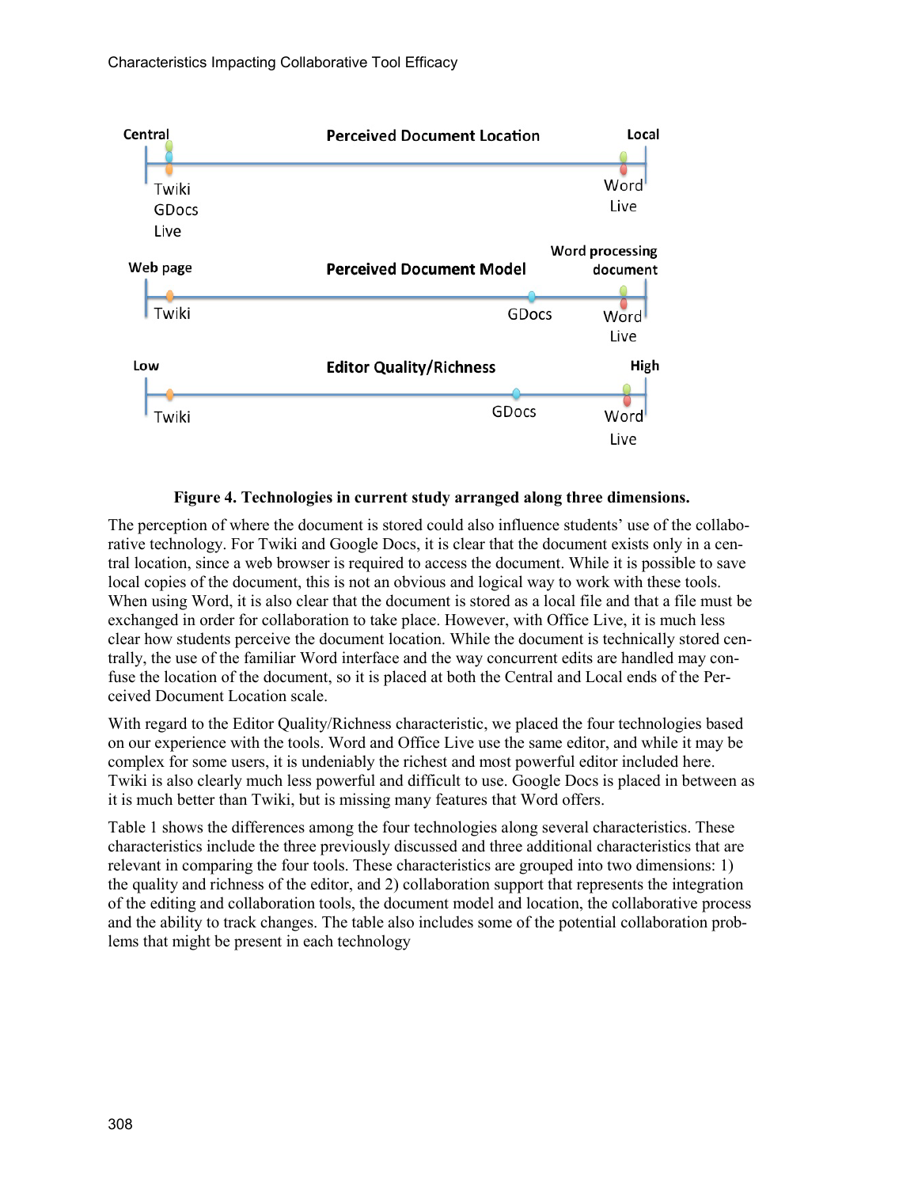Central — Perceived Document Location — Local

Twiki, GDocs, Live (Central) ... Word, Live (Local)

Web page — Perceived Document Model — Word processing document

Twiki ... GDocs ... Word, Live

Low — Editor Quality/Richness — High

Twiki ... GDocs ... Word, Live

**Figure 4. Technologies in current study arranged along three dimensions.**

The perception of where the document is stored could also influence students' use of the collaborative technology. For Twiki and Google Docs, it is clear that the document exists only in a central location, since a web browser is required to access the document. While it is possible to save local copies of the document, this is not an obvious and logical way to work with these tools. When using Word, it is also clear that the document is stored as a local file and that a file must be exchanged in order for collaboration to take place. However, with Office Live, it is much less clear how students perceive the document location. While the document is technically stored centrally, the use of the familiar Word interface and the way concurrent edits are handled may confuse the location of the document, so it is placed at both the Central and Local ends of the Perceived Document Location scale.

With regard to the Editor Quality/Richness characteristic, we placed the four technologies based on our experience with the tools. Word and Office Live use the same editor, and while it may be complex for some users, it is undeniably the richest and most powerful editor included here. Twiki is also clearly much less powerful and difficult to use. Google Docs is placed in between as it is much better than Twiki, but is missing many features that Word offers.

Table 1 shows the differences among the four technologies along several characteristics. These characteristics include the three previously discussed and three additional characteristics that are relevant in comparing the four tools. These characteristics are grouped into two dimensions: 1) the quality and richness of the editor, and 2) collaboration support that represents the integration of the editing and collaboration tools, the document model and location, the collaborative process and the ability to track changes. The table also includes some of the potential collaboration problems that might be present in each technology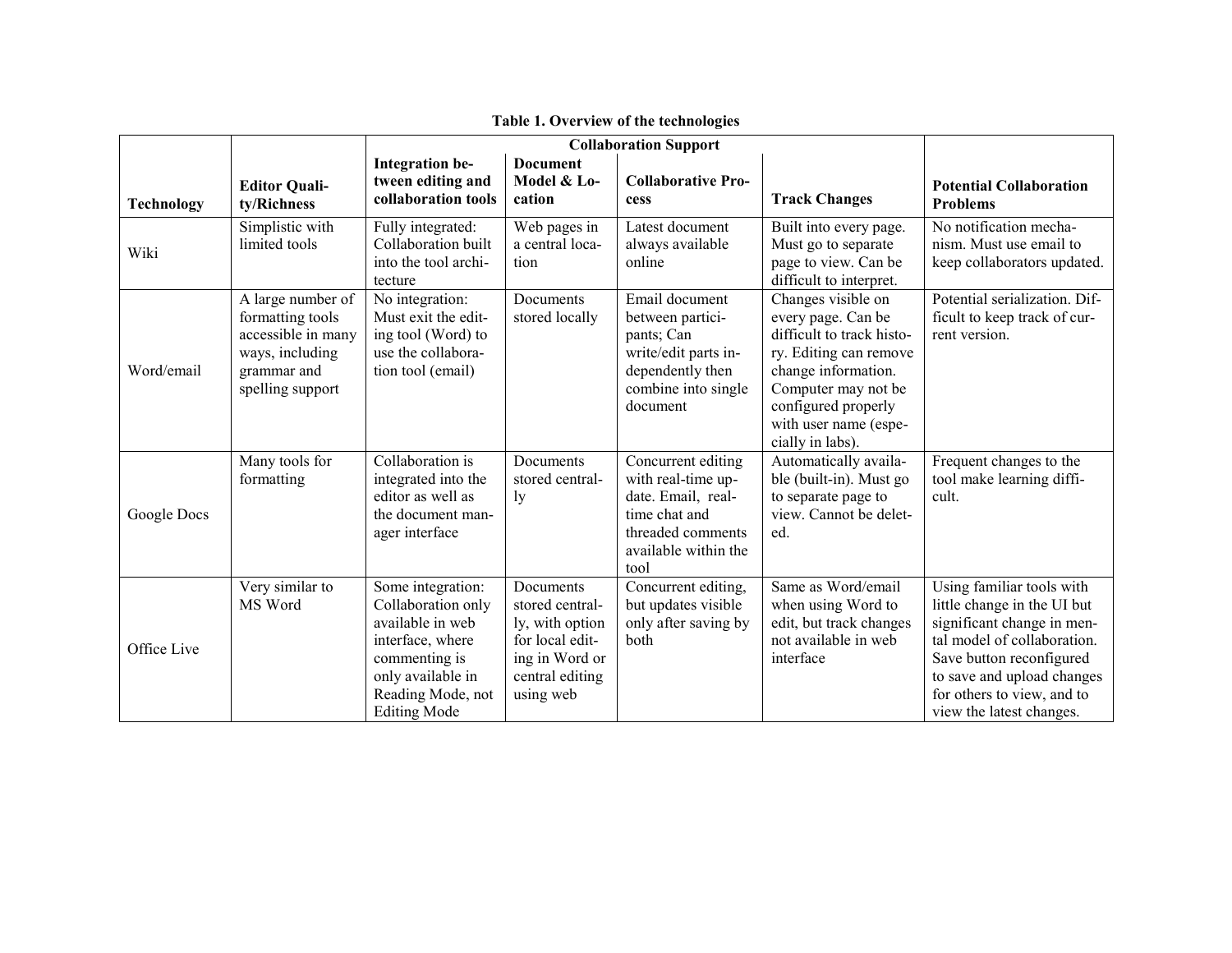**Table 1. Overview of the technologies**

| Technology | Editor Quality/Richness | Collaboration Support | | | | Potential Collaboration Problems |
|---|---|---|---|---|---|---|
| | | Integration between editing and collaboration tools | Document Model & Location | Collaborative Process | Track Changes | |
| Wiki | Simplistic with limited tools | Fully integrated: Collaboration built into the tool architecture | Web pages in a central location | Latest document always available online | Built into every page. Must go to separate page to view. Can be difficult to interpret. | No notification mechanism. Must use email to keep collaborators updated. |
| Word/email | A large number of formatting tools accessible in many ways, including grammar and spelling support | No integration: Must exit the editing tool (Word) to use the collaboration tool (email) | Documents stored locally | Email document between participants; Can write/edit parts independently then combine into single document | Changes visible on every page. Can be difficult to track history. Editing can remove change information. Computer may not be configured properly with user name (especially in labs). | Potential serialization. Difficult to keep track of current version. |
| Google Docs | Many tools for formatting | Collaboration is integrated into the editor as well as the document manager interface | Documents stored centrally | Concurrent editing with real-time update. Email, real-time chat and threaded comments available within the tool | Automatically available (built-in). Must go to separate page to view. Cannot be deleted. | Frequent changes to the tool make learning difficult. |
| Office Live | Very similar to MS Word | Some integration: Collaboration only available in web interface, where commenting is only available in Reading Mode, not Editing Mode | Documents stored centrally, with option for local editing in Word or central editing using web | Concurrent editing, but updates visible only after saving by both | Same as Word/email when using Word to edit, but track changes not available in web interface | Using familiar tools with little change in the UI but significant change in mental model of collaboration. Save button reconfigured to save and upload changes for others to view, and to view the latest changes. |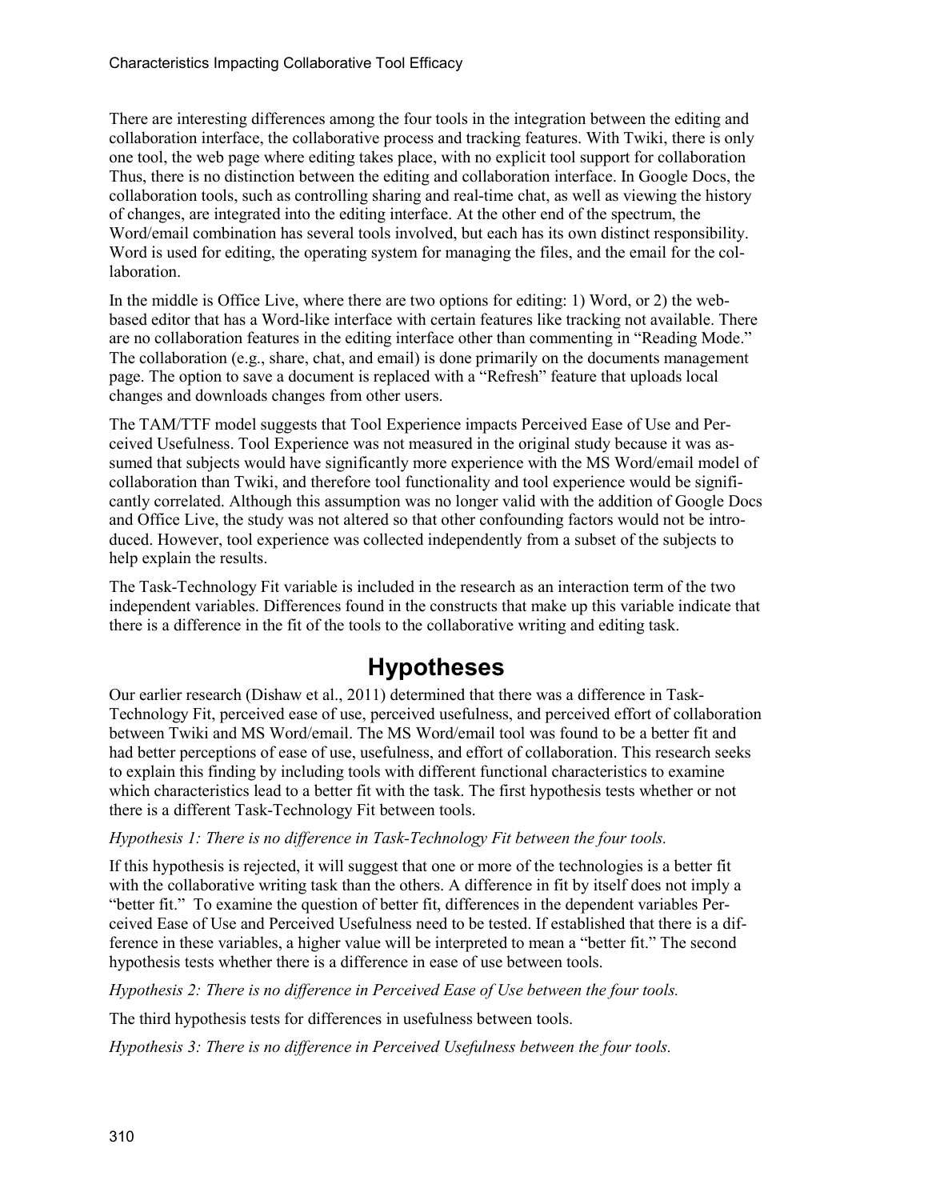There are interesting differences among the four tools in the integration between the editing and collaboration interface, the collaborative process and tracking features. With Twiki, there is only one tool, the web page where editing takes place, with no explicit tool support for collaboration Thus, there is no distinction between the editing and collaboration interface. In Google Docs, the collaboration tools, such as controlling sharing and real-time chat, as well as viewing the history of changes, are integrated into the editing interface. At the other end of the spectrum, the Word/email combination has several tools involved, but each has its own distinct responsibility. Word is used for editing, the operating system for managing the files, and the email for the collaboration.

In the middle is Office Live, where there are two options for editing: 1) Word, or 2) the web-based editor that has a Word-like interface with certain features like tracking not available. There are no collaboration features in the editing interface other than commenting in "Reading Mode." The collaboration (e.g., share, chat, and email) is done primarily on the documents management page. The option to save a document is replaced with a "Refresh" feature that uploads local changes and downloads changes from other users.

The TAM/TTF model suggests that Tool Experience impacts Perceived Ease of Use and Perceived Usefulness. Tool Experience was not measured in the original study because it was assumed that subjects would have significantly more experience with the MS Word/email model of collaboration than Twiki, and therefore tool functionality and tool experience would be significantly correlated. Although this assumption was no longer valid with the addition of Google Docs and Office Live, the study was not altered so that other confounding factors would not be introduced. However, tool experience was collected independently from a subset of the subjects to help explain the results.

The Task-Technology Fit variable is included in the research as an interaction term of the two independent variables. Differences found in the constructs that make up this variable indicate that there is a difference in the fit of the tools to the collaborative writing and editing task.

## Hypotheses

Our earlier research (Dishaw et al., 2011) determined that there was a difference in Task-Technology Fit, perceived ease of use, perceived usefulness, and perceived effort of collaboration between Twiki and MS Word/email. The MS Word/email tool was found to be a better fit and had better perceptions of ease of use, usefulness, and effort of collaboration. This research seeks to explain this finding by including tools with different functional characteristics to examine which characteristics lead to a better fit with the task. The first hypothesis tests whether or not there is a different Task-Technology Fit between tools.

*Hypothesis 1: There is no difference in Task-Technology Fit between the four tools.*

If this hypothesis is rejected, it will suggest that one or more of the technologies is a better fit with the collaborative writing task than the others. A difference in fit by itself does not imply a "better fit." To examine the question of better fit, differences in the dependent variables Perceived Ease of Use and Perceived Usefulness need to be tested. If established that there is a difference in these variables, a higher value will be interpreted to mean a "better fit." The second hypothesis tests whether there is a difference in ease of use between tools.

*Hypothesis 2: There is no difference in Perceived Ease of Use between the four tools.*

The third hypothesis tests for differences in usefulness between tools.

*Hypothesis 3: There is no difference in Perceived Usefulness between the four tools.*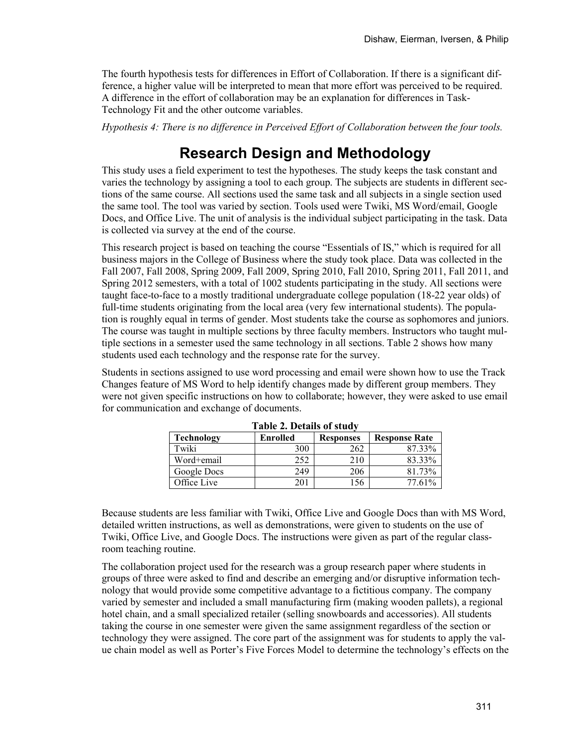The fourth hypothesis tests for differences in Effort of Collaboration. If there is a significant difference, a higher value will be interpreted to mean that more effort was perceived to be required. A difference in the effort of collaboration may be an explanation for differences in Task-Technology Fit and the other outcome variables.

*Hypothesis 4: There is no difference in Perceived Effort of Collaboration between the four tools.*

# Research Design and Methodology

This study uses a field experiment to test the hypotheses. The study keeps the task constant and varies the technology by assigning a tool to each group. The subjects are students in different sections of the same course. All sections used the same task and all subjects in a single section used the same tool. The tool was varied by section. Tools used were Twiki, MS Word/email, Google Docs, and Office Live. The unit of analysis is the individual subject participating in the task. Data is collected via survey at the end of the course.

This research project is based on teaching the course "Essentials of IS," which is required for all business majors in the College of Business where the study took place. Data was collected in the Fall 2007, Fall 2008, Spring 2009, Fall 2009, Spring 2010, Fall 2010, Spring 2011, Fall 2011, and Spring 2012 semesters, with a total of 1002 students participating in the study. All sections were taught face-to-face to a mostly traditional undergraduate college population (18-22 year olds) of full-time students originating from the local area (very few international students). The population is roughly equal in terms of gender. Most students take the course as sophomores and juniors. The course was taught in multiple sections by three faculty members. Instructors who taught multiple sections in a semester used the same technology in all sections. Table 2 shows how many students used each technology and the response rate for the survey.

Students in sections assigned to use word processing and email were shown how to use the Track Changes feature of MS Word to help identify changes made by different group members. They were not given specific instructions on how to collaborate; however, they were asked to use email for communication and exchange of documents.

**Table 2. Details of study**

| Technology | Enrolled | Responses | Response Rate |
|---|---|---|---|
| Twiki | 300 | 262 | 87.33% |
| Word+email | 252 | 210 | 83.33% |
| Google Docs | 249 | 206 | 81.73% |
| Office Live | 201 | 156 | 77.61% |

Because students are less familiar with Twiki, Office Live and Google Docs than with MS Word, detailed written instructions, as well as demonstrations, were given to students on the use of Twiki, Office Live, and Google Docs. The instructions were given as part of the regular classroom teaching routine.

The collaboration project used for the research was a group research paper where students in groups of three were asked to find and describe an emerging and/or disruptive information technology that would provide some competitive advantage to a fictitious company. The company varied by semester and included a small manufacturing firm (making wooden pallets), a regional hotel chain, and a small specialized retailer (selling snowboards and accessories). All students taking the course in one semester were given the same assignment regardless of the section or technology they were assigned. The core part of the assignment was for students to apply the value chain model as well as Porter's Five Forces Model to determine the technology's effects on the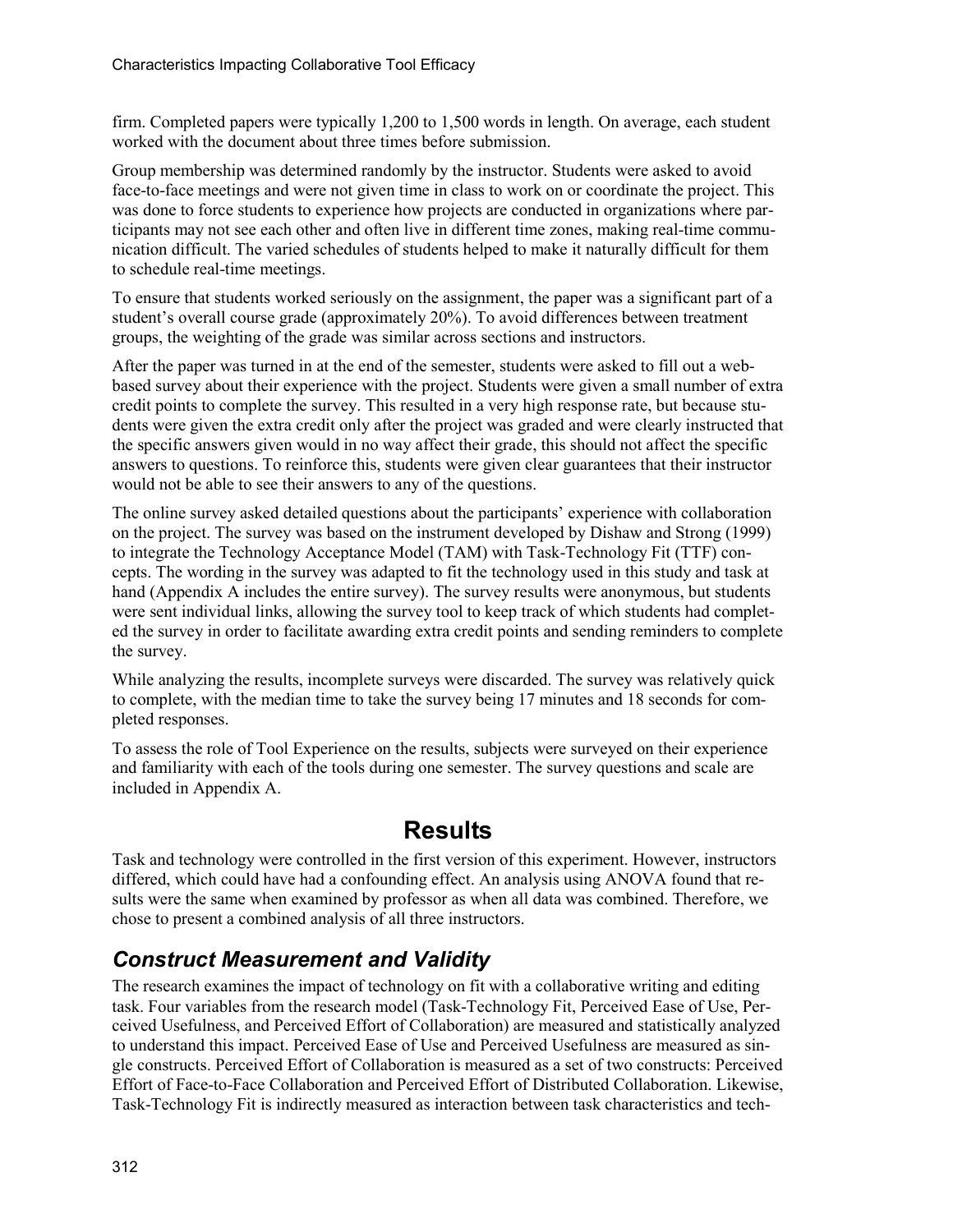firm. Completed papers were typically 1,200 to 1,500 words in length. On average, each student worked with the document about three times before submission.

Group membership was determined randomly by the instructor. Students were asked to avoid face-to-face meetings and were not given time in class to work on or coordinate the project. This was done to force students to experience how projects are conducted in organizations where participants may not see each other and often live in different time zones, making real-time communication difficult. The varied schedules of students helped to make it naturally difficult for them to schedule real-time meetings.

To ensure that students worked seriously on the assignment, the paper was a significant part of a student's overall course grade (approximately 20%). To avoid differences between treatment groups, the weighting of the grade was similar across sections and instructors.

After the paper was turned in at the end of the semester, students were asked to fill out a web-based survey about their experience with the project. Students were given a small number of extra credit points to complete the survey. This resulted in a very high response rate, but because students were given the extra credit only after the project was graded and were clearly instructed that the specific answers given would in no way affect their grade, this should not affect the specific answers to questions. To reinforce this, students were given clear guarantees that their instructor would not be able to see their answers to any of the questions.

The online survey asked detailed questions about the participants' experience with collaboration on the project. The survey was based on the instrument developed by Dishaw and Strong (1999) to integrate the Technology Acceptance Model (TAM) with Task-Technology Fit (TTF) concepts. The wording in the survey was adapted to fit the technology used in this study and task at hand (Appendix A includes the entire survey). The survey results were anonymous, but students were sent individual links, allowing the survey tool to keep track of which students had completed the survey in order to facilitate awarding extra credit points and sending reminders to complete the survey.

While analyzing the results, incomplete surveys were discarded. The survey was relatively quick to complete, with the median time to take the survey being 17 minutes and 18 seconds for completed responses.

To assess the role of Tool Experience on the results, subjects were surveyed on their experience and familiarity with each of the tools during one semester. The survey questions and scale are included in Appendix A.

# Results

Task and technology were controlled in the first version of this experiment. However, instructors differed, which could have had a confounding effect. An analysis using ANOVA found that results were the same when examined by professor as when all data was combined. Therefore, we chose to present a combined analysis of all three instructors.

## *Construct Measurement and Validity*

The research examines the impact of technology on fit with a collaborative writing and editing task. Four variables from the research model (Task-Technology Fit, Perceived Ease of Use, Perceived Usefulness, and Perceived Effort of Collaboration) are measured and statistically analyzed to understand this impact. Perceived Ease of Use and Perceived Usefulness are measured as single constructs. Perceived Effort of Collaboration is measured as a set of two constructs: Perceived Effort of Face-to-Face Collaboration and Perceived Effort of Distributed Collaboration. Likewise, Task-Technology Fit is indirectly measured as interaction between task characteristics and tech-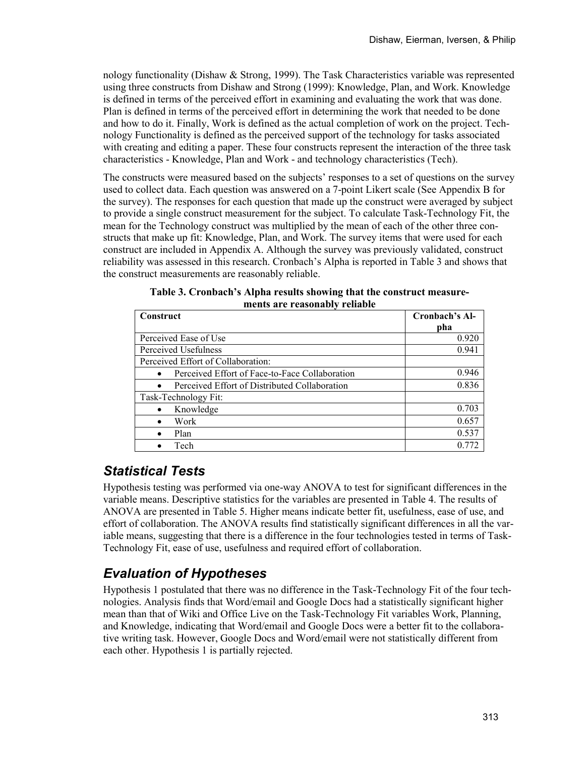nology functionality (Dishaw & Strong, 1999). The Task Characteristics variable was represented using three constructs from Dishaw and Strong (1999): Knowledge, Plan, and Work. Knowledge is defined in terms of the perceived effort in examining and evaluating the work that was done. Plan is defined in terms of the perceived effort in determining the work that needed to be done and how to do it. Finally, Work is defined as the actual completion of work on the project. Technology Functionality is defined as the perceived support of the technology for tasks associated with creating and editing a paper. These four constructs represent the interaction of the three task characteristics - Knowledge, Plan and Work - and technology characteristics (Tech).

The constructs were measured based on the subjects' responses to a set of questions on the survey used to collect data. Each question was answered on a 7-point Likert scale (See Appendix B for the survey). The responses for each question that made up the construct were averaged by subject to provide a single construct measurement for the subject. To calculate Task-Technology Fit, the mean for the Technology construct was multiplied by the mean of each of the other three constructs that make up fit: Knowledge, Plan, and Work. The survey items that were used for each construct are included in Appendix A. Although the survey was previously validated, construct reliability was assessed in this research. Cronbach's Alpha is reported in Table 3 and shows that the construct measurements are reasonably reliable.

**Table 3. Cronbach's Alpha results showing that the construct measurements are reasonably reliable**

| Construct | Cronbach's Alpha |
|---|---|
| Perceived Ease of Use | 0.920 |
| Perceived Usefulness | 0.941 |
| Perceived Effort of Collaboration: | |
| • Perceived Effort of Face-to-Face Collaboration | 0.946 |
| • Perceived Effort of Distributed Collaboration | 0.836 |
| Task-Technology Fit: | |
| • Knowledge | 0.703 |
| • Work | 0.657 |
| • Plan | 0.537 |
| • Tech | 0.772 |

## *Statistical Tests*

Hypothesis testing was performed via one-way ANOVA to test for significant differences in the variable means. Descriptive statistics for the variables are presented in Table 4. The results of ANOVA are presented in Table 5. Higher means indicate better fit, usefulness, ease of use, and effort of collaboration. The ANOVA results find statistically significant differences in all the variable means, suggesting that there is a difference in the four technologies tested in terms of Task-Technology Fit, ease of use, usefulness and required effort of collaboration.

## *Evaluation of Hypotheses*

Hypothesis 1 postulated that there was no difference in the Task-Technology Fit of the four technologies. Analysis finds that Word/email and Google Docs had a statistically significant higher mean than that of Wiki and Office Live on the Task-Technology Fit variables Work, Planning, and Knowledge, indicating that Word/email and Google Docs were a better fit to the collaborative writing task. However, Google Docs and Word/email were not statistically different from each other. Hypothesis 1 is partially rejected.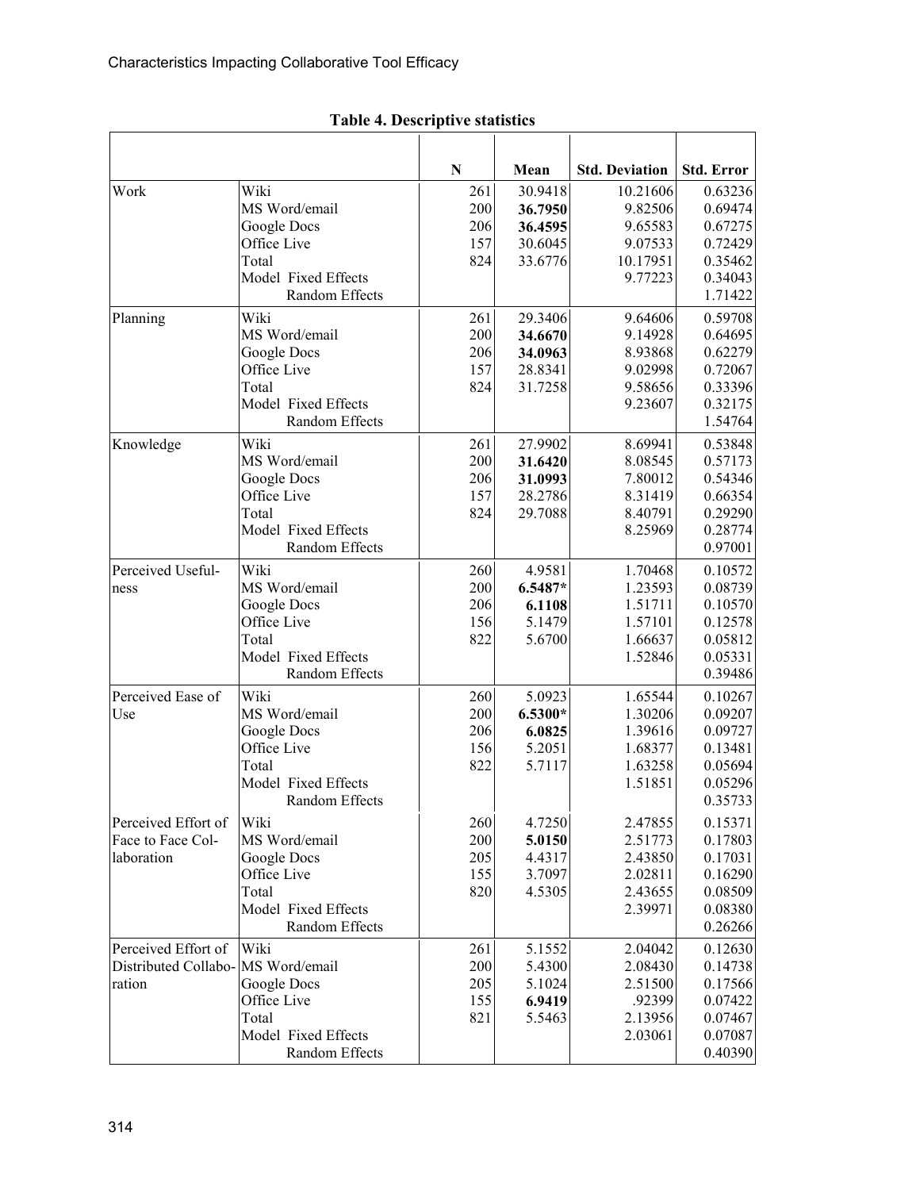**Table 4. Descriptive statistics**

| | | N | Mean | Std. Deviation | Std. Error |
|---|---|---|---|---|---|
| Work | Wiki | 261 | 30.9418 | 10.21606 | 0.63236 |
| | MS Word/email | 200 | **36.7950** | 9.82506 | 0.69474 |
| | Google Docs | 206 | **36.4595** | 9.65583 | 0.67275 |
| | Office Live | 157 | 30.6045 | 9.07533 | 0.72429 |
| | Total | 824 | 33.6776 | 10.17951 | 0.35462 |
| | Model Fixed Effects | | | 9.77223 | 0.34043 |
| | Random Effects | | | | 1.71422 |
| Planning | Wiki | 261 | 29.3406 | 9.64606 | 0.59708 |
| | MS Word/email | 200 | **34.6670** | 9.14928 | 0.64695 |
| | Google Docs | 206 | **34.0963** | 8.93868 | 0.62279 |
| | Office Live | 157 | 28.8341 | 9.02998 | 0.72067 |
| | Total | 824 | 31.7258 | 9.58656 | 0.33396 |
| | Model Fixed Effects | | | 9.23607 | 0.32175 |
| | Random Effects | | | | 1.54764 |
| Knowledge | Wiki | 261 | 27.9902 | 8.69941 | 0.53848 |
| | MS Word/email | 200 | **31.6420** | 8.08545 | 0.57173 |
| | Google Docs | 206 | **31.0993** | 7.80012 | 0.54346 |
| | Office Live | 157 | 28.2786 | 8.31419 | 0.66354 |
| | Total | 824 | 29.7088 | 8.40791 | 0.29290 |
| | Model Fixed Effects | | | 8.25969 | 0.28774 |
| | Random Effects | | | | 0.97001 |
| Perceived Usefulness | Wiki | 260 | 4.9581 | 1.70468 | 0.10572 |
| | MS Word/email | 200 | **6.5487*** | 1.23593 | 0.08739 |
| | Google Docs | 206 | **6.1108** | 1.51711 | 0.10570 |
| | Office Live | 156 | 5.1479 | 1.57101 | 0.12578 |
| | Total | 822 | 5.6700 | 1.66637 | 0.05812 |
| | Model Fixed Effects | | | 1.52846 | 0.05331 |
| | Random Effects | | | | 0.39486 |
| Perceived Ease of Use | Wiki | 260 | 5.0923 | 1.65544 | 0.10267 |
| | MS Word/email | 200 | **6.5300*** | 1.30206 | 0.09207 |
| | Google Docs | 206 | **6.0825** | 1.39616 | 0.09727 |
| | Office Live | 156 | 5.2051 | 1.68377 | 0.13481 |
| | Total | 822 | 5.7117 | 1.63258 | 0.05694 |
| | Model Fixed Effects | | | 1.51851 | 0.05296 |
| | Random Effects | | | | 0.35733 |
| Perceived Effort of Face to Face Collaboration | Wiki | 260 | 4.7250 | 2.47855 | 0.15371 |
| | MS Word/email | 200 | **5.0150** | 2.51773 | 0.17803 |
| | Google Docs | 205 | 4.4317 | 2.43850 | 0.17031 |
| | Office Live | 155 | 3.7097 | 2.02811 | 0.16290 |
| | Total | 820 | 4.5305 | 2.43655 | 0.08509 |
| | Model Fixed Effects | | | 2.39971 | 0.08380 |
| | Random Effects | | | | 0.26266 |
| Perceived Effort of Distributed Collaboration | Wiki | 261 | 5.1552 | 2.04042 | 0.12630 |
| | MS Word/email | 200 | 5.4300 | 2.08430 | 0.14738 |
| | Google Docs | 205 | 5.1024 | 2.51500 | 0.17566 |
| | Office Live | 155 | **6.9419** | .92399 | 0.07422 |
| | Total | 821 | 5.5463 | 2.13956 | 0.07467 |
| | Model Fixed Effects | | | 2.03061 | 0.07087 |
| | Random Effects | | | | 0.40390 |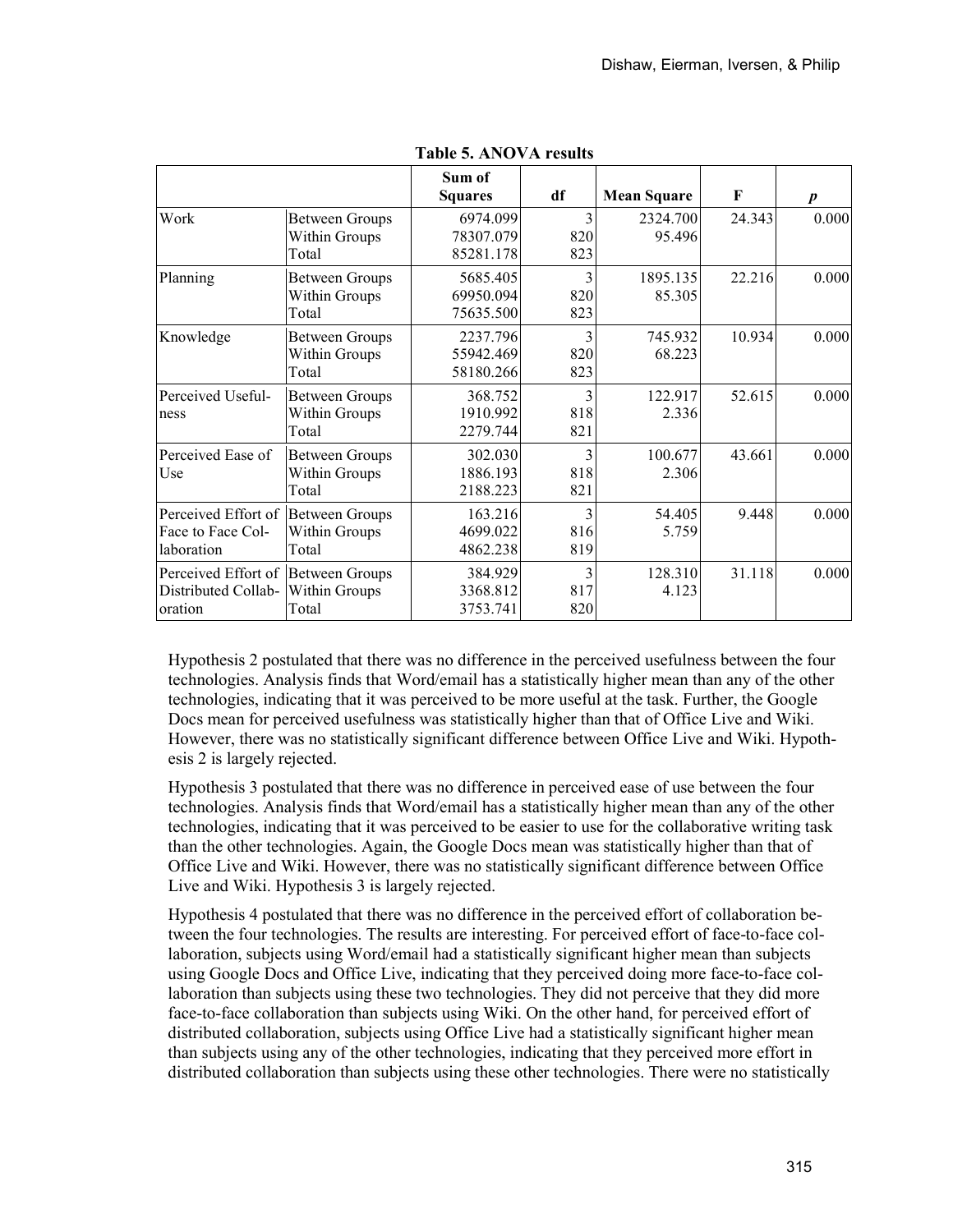**Table 5. ANOVA results**

| | | Sum of Squares | df | Mean Square | F | *p* |
|---|---|---|---|---|---|---|
| Work | Between Groups | 6974.099 | 3 | 2324.700 | 24.343 | 0.000 |
| | Within Groups | 78307.079 | 820 | 95.496 | | |
| | Total | 85281.178 | 823 | | | |
| Planning | Between Groups | 5685.405 | 3 | 1895.135 | 22.216 | 0.000 |
| | Within Groups | 69950.094 | 820 | 85.305 | | |
| | Total | 75635.500 | 823 | | | |
| Knowledge | Between Groups | 2237.796 | 3 | 745.932 | 10.934 | 0.000 |
| | Within Groups | 55942.469 | 820 | 68.223 | | |
| | Total | 58180.266 | 823 | | | |
| Perceived Usefulness | Between Groups | 368.752 | 3 | 122.917 | 52.615 | 0.000 |
| | Within Groups | 1910.992 | 818 | 2.336 | | |
| | Total | 2279.744 | 821 | | | |
| Perceived Ease of Use | Between Groups | 302.030 | 3 | 100.677 | 43.661 | 0.000 |
| | Within Groups | 1886.193 | 818 | 2.306 | | |
| | Total | 2188.223 | 821 | | | |
| Perceived Effort of Face to Face Collaboration | Between Groups | 163.216 | 3 | 54.405 | 9.448 | 0.000 |
| | Within Groups | 4699.022 | 816 | 5.759 | | |
| | Total | 4862.238 | 819 | | | |
| Perceived Effort of Distributed Collaboration | Between Groups | 384.929 | 3 | 128.310 | 31.118 | 0.000 |
| | Within Groups | 3368.812 | 817 | 4.123 | | |
| | Total | 3753.741 | 820 | | | |

Hypothesis 2 postulated that there was no difference in the perceived usefulness between the four technologies. Analysis finds that Word/email has a statistically higher mean than any of the other technologies, indicating that it was perceived to be more useful at the task. Further, the Google Docs mean for perceived usefulness was statistically higher than that of Office Live and Wiki. However, there was no statistically significant difference between Office Live and Wiki. Hypothesis 2 is largely rejected.

Hypothesis 3 postulated that there was no difference in perceived ease of use between the four technologies. Analysis finds that Word/email has a statistically higher mean than any of the other technologies, indicating that it was perceived to be easier to use for the collaborative writing task than the other technologies. Again, the Google Docs mean was statistically higher than that of Office Live and Wiki. However, there was no statistically significant difference between Office Live and Wiki. Hypothesis 3 is largely rejected.

Hypothesis 4 postulated that there was no difference in the perceived effort of collaboration between the four technologies. The results are interesting. For perceived effort of face-to-face collaboration, subjects using Word/email had a statistically significant higher mean than subjects using Google Docs and Office Live, indicating that they perceived doing more face-to-face collaboration than subjects using these two technologies. They did not perceive that they did more face-to-face collaboration than subjects using Wiki. On the other hand, for perceived effort of distributed collaboration, subjects using Office Live had a statistically significant higher mean than subjects using any of the other technologies, indicating that they perceived more effort in distributed collaboration than subjects using these other technologies. There were no statistically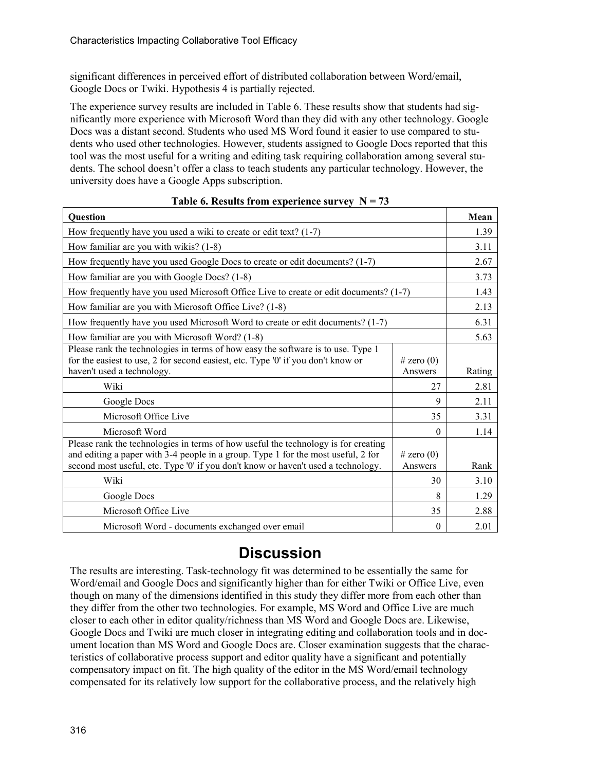significant differences in perceived effort of distributed collaboration between Word/email, Google Docs or Twiki. Hypothesis 4 is partially rejected.

The experience survey results are included in Table 6. These results show that students had significantly more experience with Microsoft Word than they did with any other technology. Google Docs was a distant second. Students who used MS Word found it easier to use compared to students who used other technologies. However, students assigned to Google Docs reported that this tool was the most useful for a writing and editing task requiring collaboration among several students. The school doesn't offer a class to teach students any particular technology. However, the university does have a Google Apps subscription.

**Table 6. Results from experience survey N = 73**

| Question | | Mean |
|---|---|---|
| How frequently have you used a wiki to create or edit text? (1-7) | | 1.39 |
| How familiar are you with wikis? (1-8) | | 3.11 |
| How frequently have you used Google Docs to create or edit documents? (1-7) | | 2.67 |
| How familiar are you with Google Docs? (1-8) | | 3.73 |
| How frequently have you used Microsoft Office Live to create or edit documents? (1-7) | | 1.43 |
| How familiar are you with Microsoft Office Live? (1-8) | | 2.13 |
| How frequently have you used Microsoft Word to create or edit documents? (1-7) | | 6.31 |
| How familiar are you with Microsoft Word? (1-8) | | 5.63 |
| Please rank the technologies in terms of how easy the software is to use. Type 1 for the easiest to use, 2 for second easiest, etc. Type '0' if you don't know or haven't used a technology. | # zero (0) Answers | Rating |
| Wiki | 27 | 2.81 |
| Google Docs | 9 | 2.11 |
| Microsoft Office Live | 35 | 3.31 |
| Microsoft Word | 0 | 1.14 |
| Please rank the technologies in terms of how useful the technology is for creating and editing a paper with 3-4 people in a group. Type 1 for the most useful, 2 for second most useful, etc. Type '0' if you don't know or haven't used a technology. | # zero (0) Answers | Rank |
| Wiki | 30 | 3.10 |
| Google Docs | 8 | 1.29 |
| Microsoft Office Live | 35 | 2.88 |
| Microsoft Word - documents exchanged over email | 0 | 2.01 |

# Discussion

The results are interesting. Task-technology fit was determined to be essentially the same for Word/email and Google Docs and significantly higher than for either Twiki or Office Live, even though on many of the dimensions identified in this study they differ more from each other than they differ from the other two technologies. For example, MS Word and Office Live are much closer to each other in editor quality/richness than MS Word and Google Docs are. Likewise, Google Docs and Twiki are much closer in integrating editing and collaboration tools and in document location than MS Word and Google Docs are. Closer examination suggests that the characteristics of collaborative process support and editor quality have a significant and potentially compensatory impact on fit. The high quality of the editor in the MS Word/email technology compensated for its relatively low support for the collaborative process, and the relatively high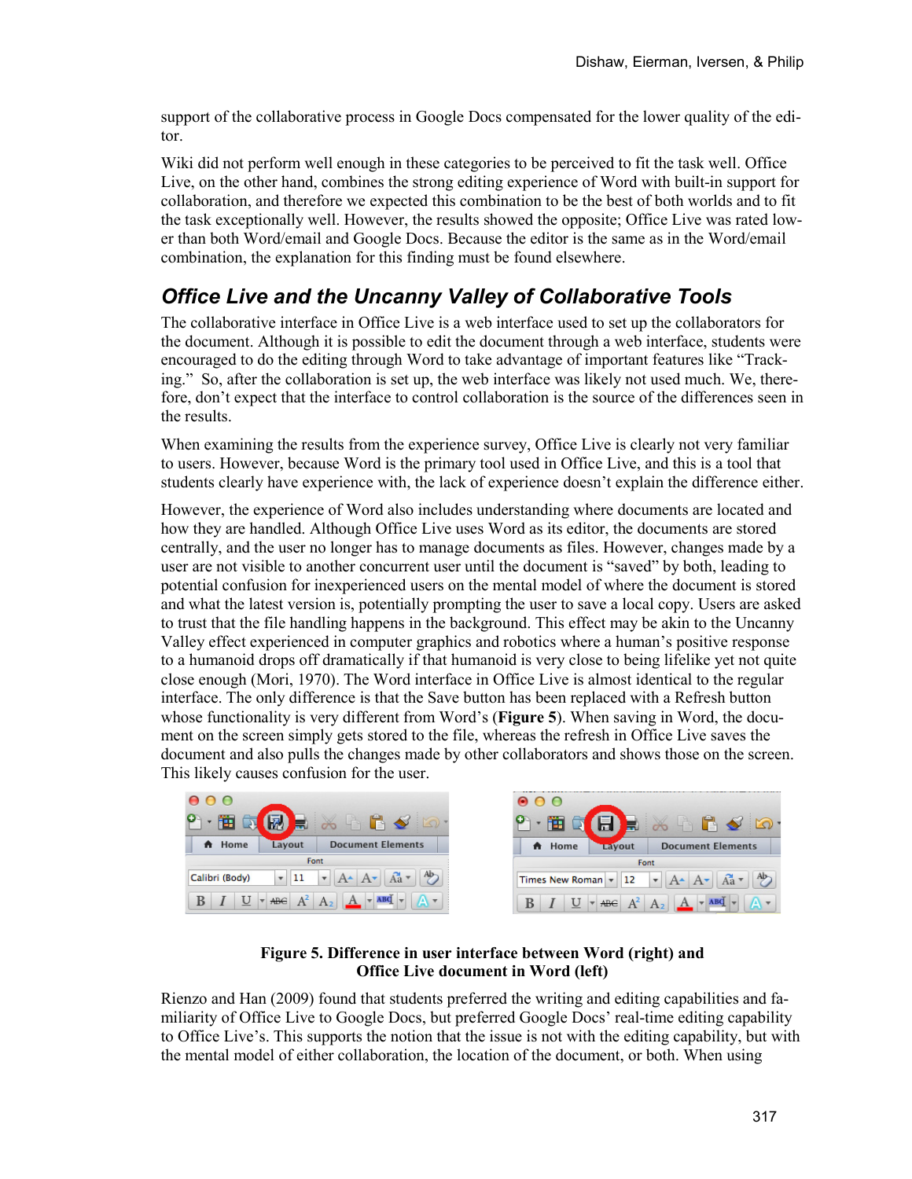support of the collaborative process in Google Docs compensated for the lower quality of the editor.

Wiki did not perform well enough in these categories to be perceived to fit the task well. Office Live, on the other hand, combines the strong editing experience of Word with built-in support for collaboration, and therefore we expected this combination to be the best of both worlds and to fit the task exceptionally well. However, the results showed the opposite; Office Live was rated lower than both Word/email and Google Docs. Because the editor is the same as in the Word/email combination, the explanation for this finding must be found elsewhere.

## *Office Live and the Uncanny Valley of Collaborative Tools*

The collaborative interface in Office Live is a web interface used to set up the collaborators for the document. Although it is possible to edit the document through a web interface, students were encouraged to do the editing through Word to take advantage of important features like "Tracking." So, after the collaboration is set up, the web interface was likely not used much. We, therefore, don't expect that the interface to control collaboration is the source of the differences seen in the results.

When examining the results from the experience survey, Office Live is clearly not very familiar to users. However, because Word is the primary tool used in Office Live, and this is a tool that students clearly have experience with, the lack of experience doesn't explain the difference either.

However, the experience of Word also includes understanding where documents are located and how they are handled. Although Office Live uses Word as its editor, the documents are stored centrally, and the user no longer has to manage documents as files. However, changes made by a user are not visible to another concurrent user until the document is "saved" by both, leading to potential confusion for inexperienced users on the mental model of where the document is stored and what the latest version is, potentially prompting the user to save a local copy. Users are asked to trust that the file handling happens in the background. This effect may be akin to the Uncanny Valley effect experienced in computer graphics and robotics where a human's positive response to a humanoid drops off dramatically if that humanoid is very close to being lifelike yet not quite close enough (Mori, 1970). The Word interface in Office Live is almost identical to the regular interface. The only difference is that the Save button has been replaced with a Refresh button whose functionality is very different from Word's (**Figure 5**). When saving in Word, the document on the screen simply gets stored to the file, whereas the refresh in Office Live saves the document and also pulls the changes made by other collaborators and shows those on the screen. This likely causes confusion for the user.

**Figure 5. Difference in user interface between Word (right) and Office Live document in Word (left)**

Rienzo and Han (2009) found that students preferred the writing and editing capabilities and familiarity of Office Live to Google Docs, but preferred Google Docs' real-time editing capability to Office Live's. This supports the notion that the issue is not with the editing capability, but with the mental model of either collaboration, the location of the document, or both. When using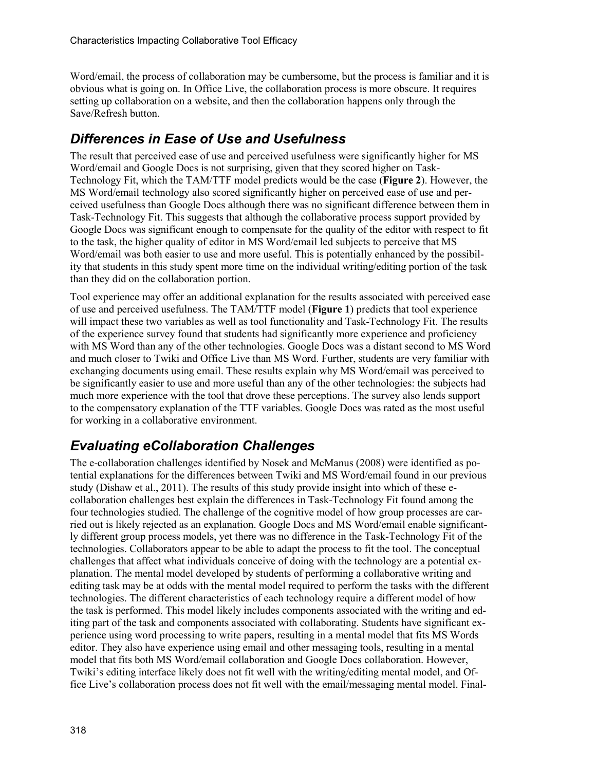Word/email, the process of collaboration may be cumbersome, but the process is familiar and it is obvious what is going on. In Office Live, the collaboration process is more obscure. It requires setting up collaboration on a website, and then the collaboration happens only through the Save/Refresh button.

## *Differences in Ease of Use and Usefulness*

The result that perceived ease of use and perceived usefulness were significantly higher for MS Word/email and Google Docs is not surprising, given that they scored higher on Task-Technology Fit, which the TAM/TTF model predicts would be the case (**Figure 2**). However, the MS Word/email technology also scored significantly higher on perceived ease of use and perceived usefulness than Google Docs although there was no significant difference between them in Task-Technology Fit. This suggests that although the collaborative process support provided by Google Docs was significant enough to compensate for the quality of the editor with respect to fit to the task, the higher quality of editor in MS Word/email led subjects to perceive that MS Word/email was both easier to use and more useful. This is potentially enhanced by the possibility that students in this study spent more time on the individual writing/editing portion of the task than they did on the collaboration portion.

Tool experience may offer an additional explanation for the results associated with perceived ease of use and perceived usefulness. The TAM/TTF model (**Figure 1**) predicts that tool experience will impact these two variables as well as tool functionality and Task-Technology Fit. The results of the experience survey found that students had significantly more experience and proficiency with MS Word than any of the other technologies. Google Docs was a distant second to MS Word and much closer to Twiki and Office Live than MS Word. Further, students are very familiar with exchanging documents using email. These results explain why MS Word/email was perceived to be significantly easier to use and more useful than any of the other technologies: the subjects had much more experience with the tool that drove these perceptions. The survey also lends support to the compensatory explanation of the TTF variables. Google Docs was rated as the most useful for working in a collaborative environment.

## *Evaluating eCollaboration Challenges*

The e-collaboration challenges identified by Nosek and McManus (2008) were identified as potential explanations for the differences between Twiki and MS Word/email found in our previous study (Dishaw et al., 2011). The results of this study provide insight into which of these e-collaboration challenges best explain the differences in Task-Technology Fit found among the four technologies studied. The challenge of the cognitive model of how group processes are carried out is likely rejected as an explanation. Google Docs and MS Word/email enable significantly different group process models, yet there was no difference in the Task-Technology Fit of the technologies. Collaborators appear to be able to adapt the process to fit the tool. The conceptual challenges that affect what individuals conceive of doing with the technology are a potential explanation. The mental model developed by students of performing a collaborative writing and editing task may be at odds with the mental model required to perform the tasks with the different technologies. The different characteristics of each technology require a different model of how the task is performed. This model likely includes components associated with the writing and editing part of the task and components associated with collaborating. Students have significant experience using word processing to write papers, resulting in a mental model that fits MS Words editor. They also have experience using email and other messaging tools, resulting in a mental model that fits both MS Word/email collaboration and Google Docs collaboration. However, Twiki's editing interface likely does not fit well with the writing/editing mental model, and Office Live's collaboration process does not fit well with the email/messaging mental model. Final-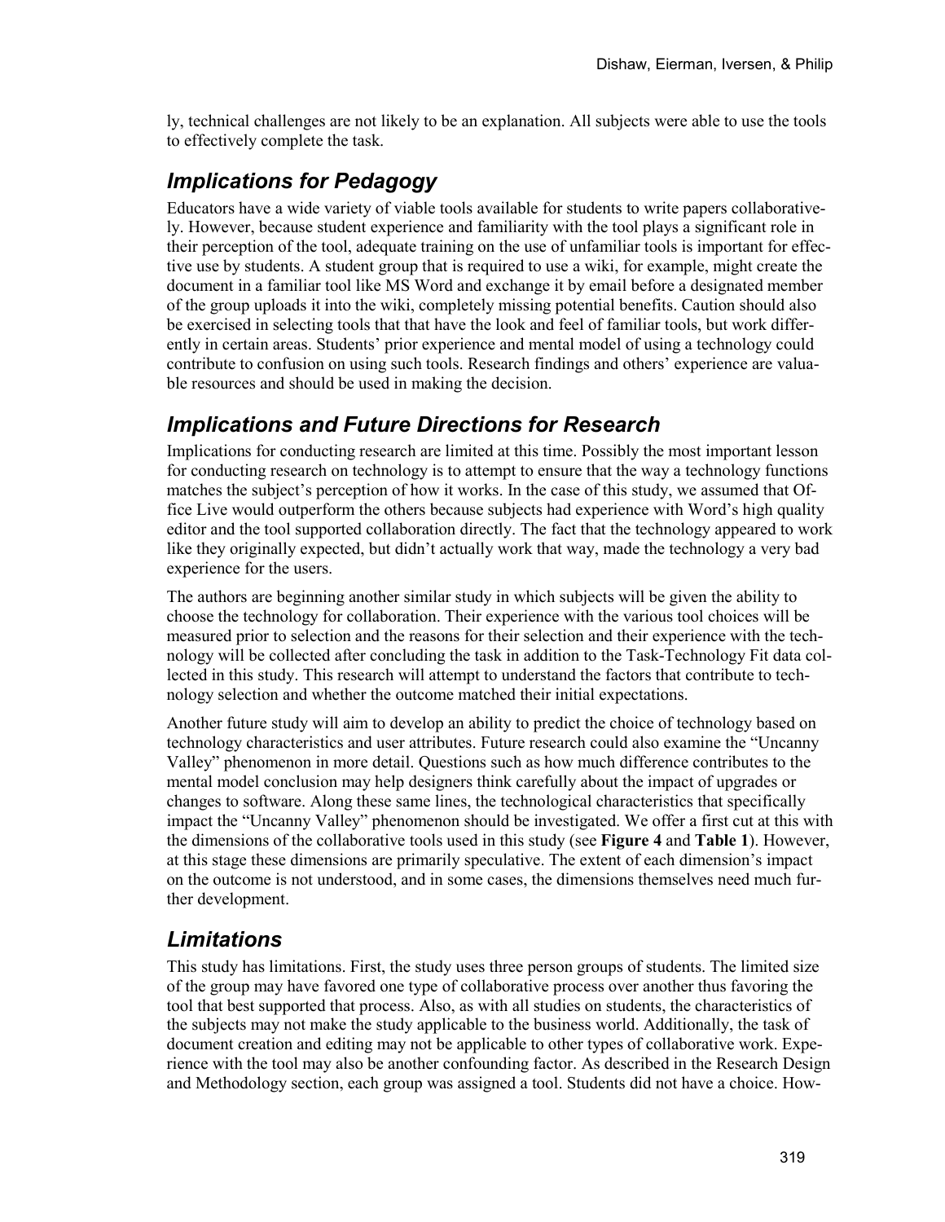ly, technical challenges are not likely to be an explanation. All subjects were able to use the tools to effectively complete the task.

## *Implications for Pedagogy*

Educators have a wide variety of viable tools available for students to write papers collaboratively. However, because student experience and familiarity with the tool plays a significant role in their perception of the tool, adequate training on the use of unfamiliar tools is important for effective use by students. A student group that is required to use a wiki, for example, might create the document in a familiar tool like MS Word and exchange it by email before a designated member of the group uploads it into the wiki, completely missing potential benefits. Caution should also be exercised in selecting tools that that have the look and feel of familiar tools, but work differently in certain areas. Students' prior experience and mental model of using a technology could contribute to confusion on using such tools. Research findings and others' experience are valuable resources and should be used in making the decision.

## *Implications and Future Directions for Research*

Implications for conducting research are limited at this time. Possibly the most important lesson for conducting research on technology is to attempt to ensure that the way a technology functions matches the subject's perception of how it works. In the case of this study, we assumed that Office Live would outperform the others because subjects had experience with Word's high quality editor and the tool supported collaboration directly. The fact that the technology appeared to work like they originally expected, but didn't actually work that way, made the technology a very bad experience for the users.

The authors are beginning another similar study in which subjects will be given the ability to choose the technology for collaboration. Their experience with the various tool choices will be measured prior to selection and the reasons for their selection and their experience with the technology will be collected after concluding the task in addition to the Task-Technology Fit data collected in this study. This research will attempt to understand the factors that contribute to technology selection and whether the outcome matched their initial expectations.

Another future study will aim to develop an ability to predict the choice of technology based on technology characteristics and user attributes. Future research could also examine the "Uncanny Valley" phenomenon in more detail. Questions such as how much difference contributes to the mental model conclusion may help designers think carefully about the impact of upgrades or changes to software. Along these same lines, the technological characteristics that specifically impact the "Uncanny Valley" phenomenon should be investigated. We offer a first cut at this with the dimensions of the collaborative tools used in this study (see **Figure 4** and **Table 1**). However, at this stage these dimensions are primarily speculative. The extent of each dimension's impact on the outcome is not understood, and in some cases, the dimensions themselves need much further development.

## *Limitations*

This study has limitations. First, the study uses three person groups of students. The limited size of the group may have favored one type of collaborative process over another thus favoring the tool that best supported that process. Also, as with all studies on students, the characteristics of the subjects may not make the study applicable to the business world. Additionally, the task of document creation and editing may not be applicable to other types of collaborative work. Experience with the tool may also be another confounding factor. As described in the Research Design and Methodology section, each group was assigned a tool. Students did not have a choice. How-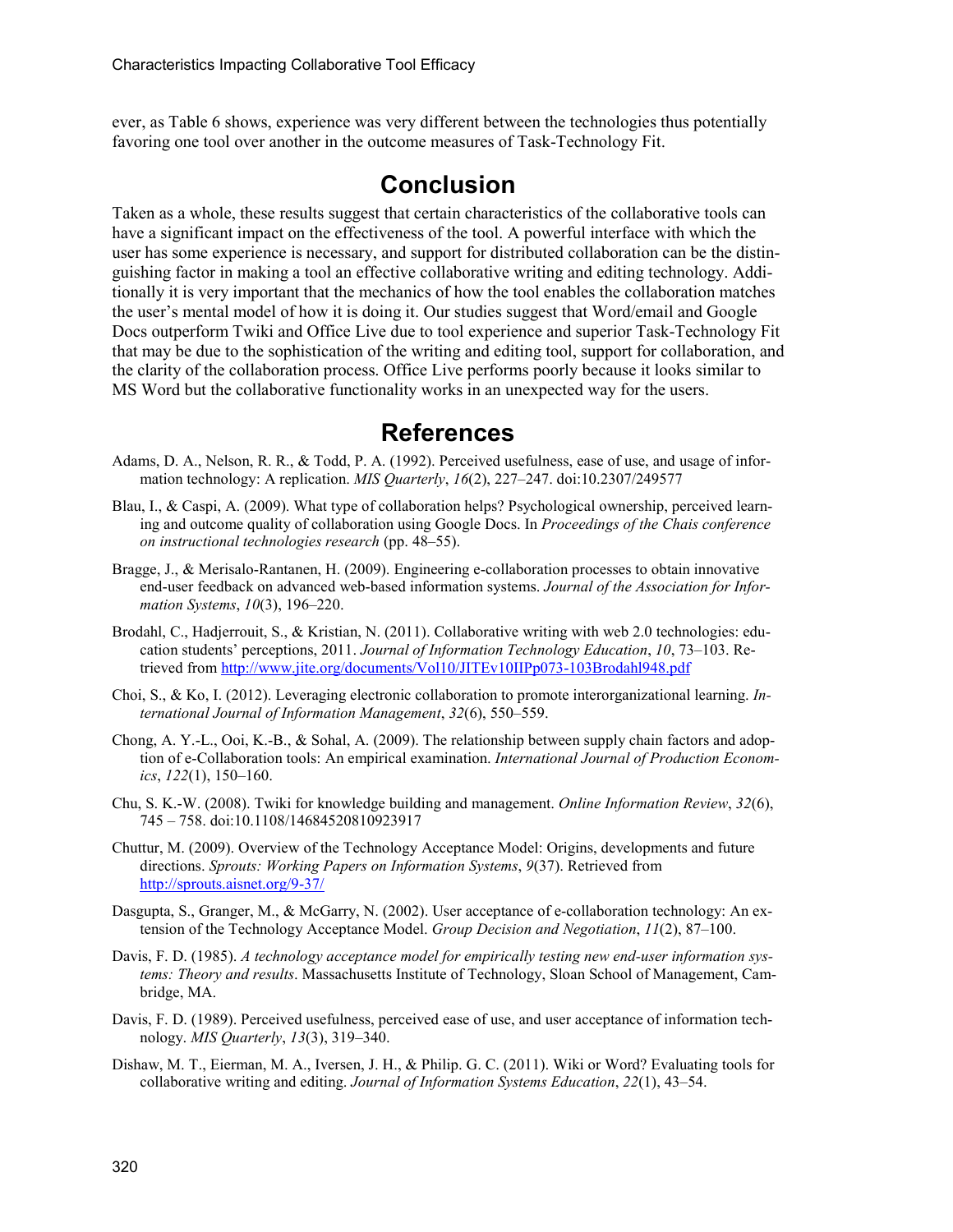ever, as Table 6 shows, experience was very different between the technologies thus potentially favoring one tool over another in the outcome measures of Task-Technology Fit.

## Conclusion

Taken as a whole, these results suggest that certain characteristics of the collaborative tools can have a significant impact on the effectiveness of the tool. A powerful interface with which the user has some experience is necessary, and support for distributed collaboration can be the distinguishing factor in making a tool an effective collaborative writing and editing technology. Additionally it is very important that the mechanics of how the tool enables the collaboration matches the user's mental model of how it is doing it. Our studies suggest that Word/email and Google Docs outperform Twiki and Office Live due to tool experience and superior Task-Technology Fit that may be due to the sophistication of the writing and editing tool, support for collaboration, and the clarity of the collaboration process. Office Live performs poorly because it looks similar to MS Word but the collaborative functionality works in an unexpected way for the users.

## References

Adams, D. A., Nelson, R. R., & Todd, P. A. (1992). Perceived usefulness, ease of use, and usage of information technology: A replication. *MIS Quarterly*, *16*(2), 227–247. doi:10.2307/249577

Blau, I., & Caspi, A. (2009). What type of collaboration helps? Psychological ownership, perceived learning and outcome quality of collaboration using Google Docs. In *Proceedings of the Chais conference on instructional technologies research* (pp. 48–55).

Bragge, J., & Merisalo-Rantanen, H. (2009). Engineering e-collaboration processes to obtain innovative end-user feedback on advanced web-based information systems. *Journal of the Association for Information Systems*, *10*(3), 196–220.

Brodahl, C., Hadjerrouit, S., & Kristian, N. (2011). Collaborative writing with web 2.0 technologies: education students' perceptions, 2011. *Journal of Information Technology Education*, *10*, 73–103. Retrieved from http://www.jite.org/documents/Vol10/JITEv10IIPp073-103Brodahl948.pdf

Choi, S., & Ko, I. (2012). Leveraging electronic collaboration to promote interorganizational learning. *International Journal of Information Management*, *32*(6), 550–559.

Chong, A. Y.-L., Ooi, K.-B., & Sohal, A. (2009). The relationship between supply chain factors and adoption of e-Collaboration tools: An empirical examination. *International Journal of Production Economics*, *122*(1), 150–160.

Chu, S. K.-W. (2008). Twiki for knowledge building and management. *Online Information Review*, *32*(6), 745 – 758. doi:10.1108/14684520810923917

Chuttur, M. (2009). Overview of the Technology Acceptance Model: Origins, developments and future directions. *Sprouts: Working Papers on Information Systems*, *9*(37). Retrieved from http://sprouts.aisnet.org/9-37/

Dasgupta, S., Granger, M., & McGarry, N. (2002). User acceptance of e-collaboration technology: An extension of the Technology Acceptance Model. *Group Decision and Negotiation*, *11*(2), 87–100.

Davis, F. D. (1985). *A technology acceptance model for empirically testing new end-user information systems: Theory and results*. Massachusetts Institute of Technology, Sloan School of Management, Cambridge, MA.

Davis, F. D. (1989). Perceived usefulness, perceived ease of use, and user acceptance of information technology. *MIS Quarterly*, *13*(3), 319–340.

Dishaw, M. T., Eierman, M. A., Iversen, J. H., & Philip. G. C. (2011). Wiki or Word? Evaluating tools for collaborative writing and editing. *Journal of Information Systems Education*, *22*(1), 43–54.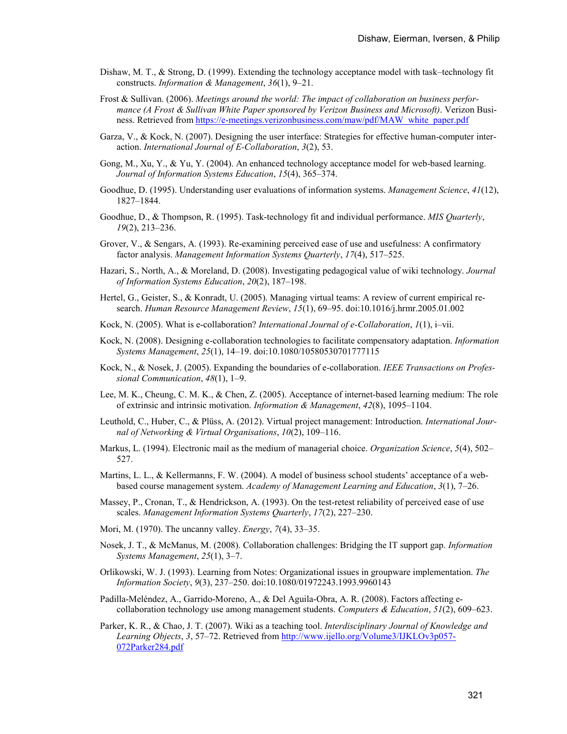Dishaw, M. T., & Strong, D. (1999). Extending the technology acceptance model with task–technology fit constructs. *Information & Management*, *36*(1), 9–21.

Frost & Sullivan. (2006). *Meetings around the world: The impact of collaboration on business performance (A Frost & Sullivan White Paper sponsored by Verizon Business and Microsoft)*. Verizon Business. Retrieved from [https://e-meetings.verizonbusiness.com/maw/pdf/MAW_white_paper.pdf](https://e-meetings.verizonbusiness.com/maw/pdf/MAW_white_paper.pdf)

Garza, V., & Kock, N. (2007). Designing the user interface: Strategies for effective human-computer interaction. *International Journal of E-Collaboration*, *3*(2), 53.

Gong, M., Xu, Y., & Yu, Y. (2004). An enhanced technology acceptance model for web-based learning. *Journal of Information Systems Education*, *15*(4), 365–374.

Goodhue, D. (1995). Understanding user evaluations of information systems. *Management Science*, *41*(12), 1827–1844.

Goodhue, D., & Thompson, R. (1995). Task-technology fit and individual performance. *MIS Quarterly*, *19*(2), 213–236.

Grover, V., & Sengars, A. (1993). Re-examining perceived ease of use and usefulness: A confirmatory factor analysis. *Management Information Systems Quarterly*, *17*(4), 517–525.

Hazari, S., North, A., & Moreland, D. (2008). Investigating pedagogical value of wiki technology. *Journal of Information Systems Education*, *20*(2), 187–198.

Hertel, G., Geister, S., & Konradt, U. (2005). Managing virtual teams: A review of current empirical research. *Human Resource Management Review*, *15*(1), 69–95. doi:10.1016/j.hrmr.2005.01.002

Kock, N. (2005). What is e-collaboration? *International Journal of e-Collaboration*, *1*(1), i–vii.

Kock, N. (2008). Designing e-collaboration technologies to facilitate compensatory adaptation. *Information Systems Management*, *25*(1), 14–19. doi:10.1080/10580530701777115

Kock, N., & Nosek, J. (2005). Expanding the boundaries of e-collaboration. *IEEE Transactions on Professional Communication*, *48*(1), 1–9.

Lee, M. K., Cheung, C. M. K., & Chen, Z. (2005). Acceptance of internet-based learning medium: The role of extrinsic and intrinsic motivation. *Information & Management*, *42*(8), 1095–1104.

Leuthold, C., Huber, C., & Plüss, A. (2012). Virtual project management: Introduction. *International Journal of Networking & Virtual Organisations*, *10*(2), 109–116.

Markus, L. (1994). Electronic mail as the medium of managerial choice. *Organization Science*, *5*(4), 502–527.

Martins, L. L., & Kellermanns, F. W. (2004). A model of business school students' acceptance of a web-based course management system. *Academy of Management Learning and Education*, *3*(1), 7–26.

Massey, P., Cronan, T., & Hendrickson, A. (1993). On the test-retest reliability of perceived ease of use scales. *Management Information Systems Quarterly*, *17*(2), 227–230.

Mori, M. (1970). The uncanny valley. *Energy*, *7*(4), 33–35.

Nosek, J. T., & McManus, M. (2008). Collaboration challenges: Bridging the IT support gap. *Information Systems Management*, *25*(1), 3–7.

Orlikowski, W. J. (1993). Learning from Notes: Organizational issues in groupware implementation. *The Information Society*, *9*(3), 237–250. doi:10.1080/01972243.1993.9960143

Padilla-Meléndez, A., Garrido-Moreno, A., & Del Aguila-Obra, A. R. (2008). Factors affecting e-collaboration technology use among management students. *Computers & Education*, *51*(2), 609–623.

Parker, K. R., & Chao, J. T. (2007). Wiki as a teaching tool. *Interdisciplinary Journal of Knowledge and Learning Objects*, *3*, 57–72. Retrieved from [http://www.ijello.org/Volume3/IJKLOv3p057-072Parker284.pdf](http://www.ijello.org/Volume3/IJKLOv3p057-072Parker284.pdf)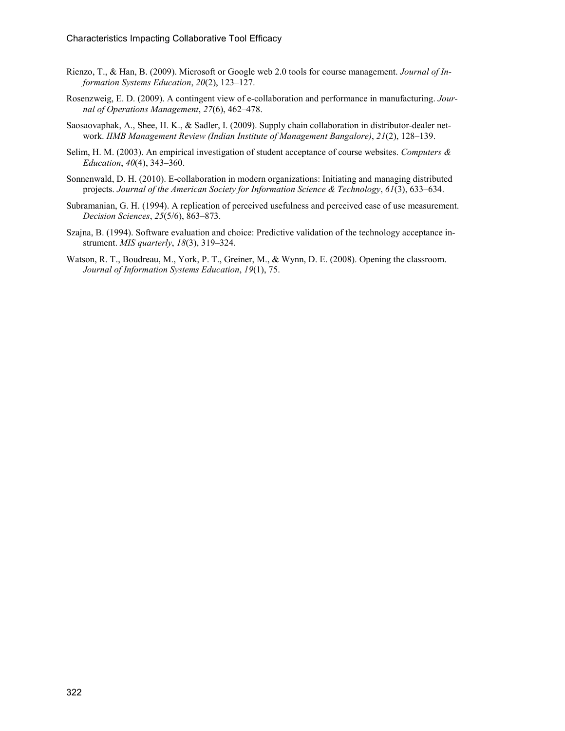Rienzo, T., & Han, B. (2009). Microsoft or Google web 2.0 tools for course management. *Journal of Information Systems Education*, *20*(2), 123–127.

Rosenzweig, E. D. (2009). A contingent view of e-collaboration and performance in manufacturing. *Journal of Operations Management*, *27*(6), 462–478.

Saosaovaphak, A., Shee, H. K., & Sadler, I. (2009). Supply chain collaboration in distributor-dealer network. *IIMB Management Review (Indian Institute of Management Bangalore)*, *21*(2), 128–139.

Selim, H. M. (2003). An empirical investigation of student acceptance of course websites. *Computers & Education*, *40*(4), 343–360.

Sonnenwald, D. H. (2010). E-collaboration in modern organizations: Initiating and managing distributed projects. *Journal of the American Society for Information Science & Technology*, *61*(3), 633–634.

Subramanian, G. H. (1994). A replication of perceived usefulness and perceived ease of use measurement. *Decision Sciences*, *25*(5/6), 863–873.

Szajna, B. (1994). Software evaluation and choice: Predictive validation of the technology acceptance instrument. *MIS quarterly*, *18*(3), 319–324.

Watson, R. T., Boudreau, M., York, P. T., Greiner, M., & Wynn, D. E. (2008). Opening the classroom. *Journal of Information Systems Education*, *19*(1), 75.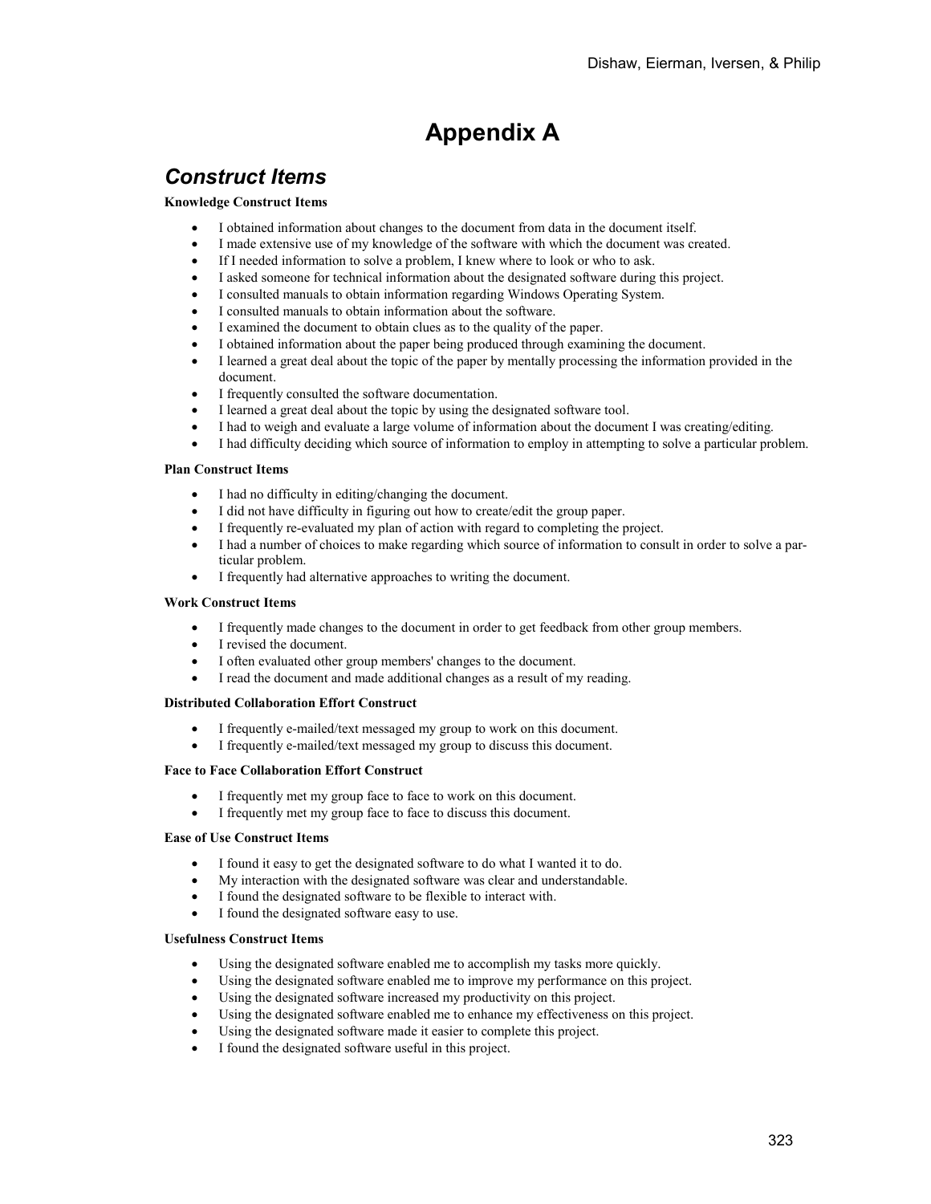# Appendix A

## *Construct Items*

**Knowledge Construct Items**

- I obtained information about changes to the document from data in the document itself.
- I made extensive use of my knowledge of the software with which the document was created.
- If I needed information to solve a problem, I knew where to look or who to ask.
- I asked someone for technical information about the designated software during this project.
- I consulted manuals to obtain information regarding Windows Operating System.
- I consulted manuals to obtain information about the software.
- I examined the document to obtain clues as to the quality of the paper.
- I obtained information about the paper being produced through examining the document.
- I learned a great deal about the topic of the paper by mentally processing the information provided in the document.
- I frequently consulted the software documentation.
- I learned a great deal about the topic by using the designated software tool.
- I had to weigh and evaluate a large volume of information about the document I was creating/editing.
- I had difficulty deciding which source of information to employ in attempting to solve a particular problem.

**Plan Construct Items**

- I had no difficulty in editing/changing the document.
- I did not have difficulty in figuring out how to create/edit the group paper.
- I frequently re-evaluated my plan of action with regard to completing the project.
- I had a number of choices to make regarding which source of information to consult in order to solve a particular problem.
- I frequently had alternative approaches to writing the document.

**Work Construct Items**

- I frequently made changes to the document in order to get feedback from other group members.
- I revised the document.
- I often evaluated other group members' changes to the document.
- I read the document and made additional changes as a result of my reading.

**Distributed Collaboration Effort Construct**

- I frequently e-mailed/text messaged my group to work on this document.
- I frequently e-mailed/text messaged my group to discuss this document.

**Face to Face Collaboration Effort Construct**

- I frequently met my group face to face to work on this document.
- I frequently met my group face to face to discuss this document.

**Ease of Use Construct Items**

- I found it easy to get the designated software to do what I wanted it to do.
- My interaction with the designated software was clear and understandable.
- I found the designated software to be flexible to interact with.
- I found the designated software easy to use.

**Usefulness Construct Items**

- Using the designated software enabled me to accomplish my tasks more quickly.
- Using the designated software enabled me to improve my performance on this project.
- Using the designated software increased my productivity on this project.
- Using the designated software enabled me to enhance my effectiveness on this project.
- Using the designated software made it easier to complete this project.
- I found the designated software useful in this project.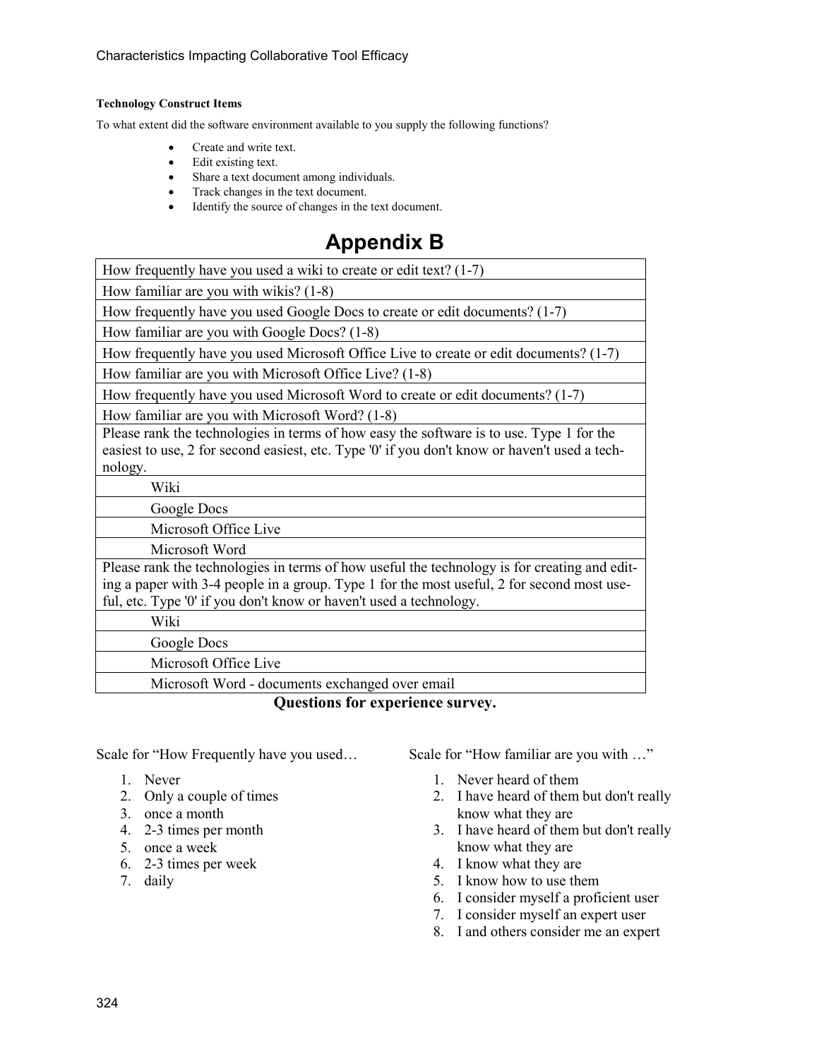**Technology Construct Items**

To what extent did the software environment available to you supply the following functions?

- Create and write text.
- Edit existing text.
- Share a text document among individuals.
- Track changes in the text document.
- Identify the source of changes in the text document.

# Appendix B

| Questions |
|---|
| How frequently have you used a wiki to create or edit text? (1-7) |
| How familiar are you with wikis? (1-8) |
| How frequently have you used Google Docs to create or edit documents? (1-7) |
| How familiar are you with Google Docs? (1-8) |
| How frequently have you used Microsoft Office Live to create or edit documents? (1-7) |
| How familiar are you with Microsoft Office Live? (1-8) |
| How frequently have you used Microsoft Word to create or edit documents? (1-7) |
| How familiar are you with Microsoft Word? (1-8) |
| Please rank the technologies in terms of how easy the software is to use. Type 1 for the easiest to use, 2 for second easiest, etc. Type '0' if you don't know or haven't used a technology. |
| Wiki |
| Google Docs |
| Microsoft Office Live |
| Microsoft Word |
| Please rank the technologies in terms of how useful the technology is for creating and editing a paper with 3-4 people in a group. Type 1 for the most useful, 2 for second most useful, etc. Type '0' if you don't know or haven't used a technology. |
| Wiki |
| Google Docs |
| Microsoft Office Live |
| Microsoft Word - documents exchanged over email |

**Questions for experience survey.**

Scale for "How Frequently have you used…

1. Never
2. Only a couple of times
3. once a month
4. 2-3 times per month
5. once a week
6. 2-3 times per week
7. daily

Scale for "How familiar are you with …"

1. Never heard of them
2. I have heard of them but don't really know what they are
3. I have heard of them but don't really know what they are
4. I know what they are
5. I know how to use them
6. I consider myself a proficient user
7. I consider myself an expert user
8. I and others consider me an expert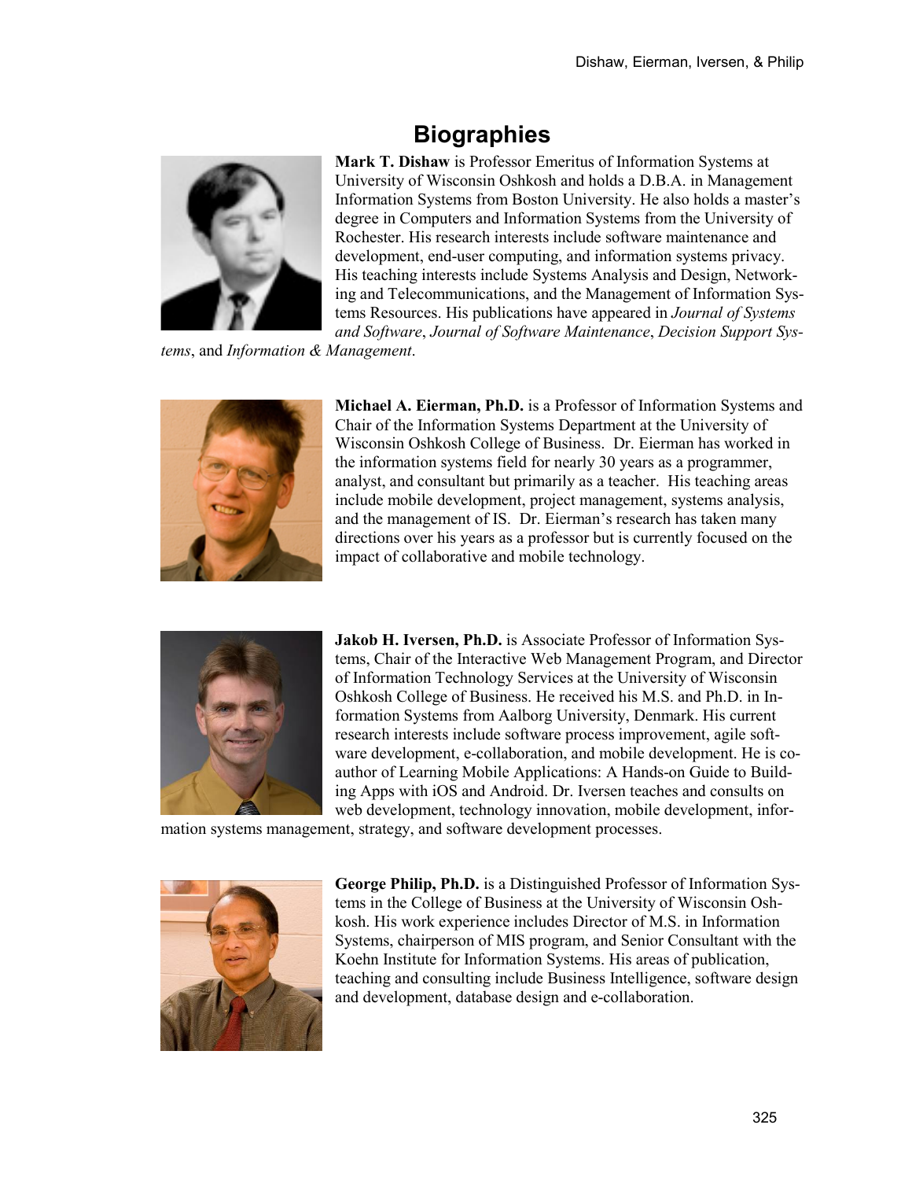# Biographies

**Mark T. Dishaw** is Professor Emeritus of Information Systems at University of Wisconsin Oshkosh and holds a D.B.A. in Management Information Systems from Boston University. He also holds a master's degree in Computers and Information Systems from the University of Rochester. His research interests include software maintenance and development, end-user computing, and information systems privacy. His teaching interests include Systems Analysis and Design, Networking and Telecommunications, and the Management of Information Systems Resources. His publications have appeared in *Journal of Systems and Software*, *Journal of Software Maintenance*, *Decision Support Systems*, and *Information & Management*.

**Michael A. Eierman, Ph.D.** is a Professor of Information Systems and Chair of the Information Systems Department at the University of Wisconsin Oshkosh College of Business. Dr. Eierman has worked in the information systems field for nearly 30 years as a programmer, analyst, and consultant but primarily as a teacher. His teaching areas include mobile development, project management, systems analysis, and the management of IS. Dr. Eierman's research has taken many directions over his years as a professor but is currently focused on the impact of collaborative and mobile technology.

**Jakob H. Iversen, Ph.D.** is Associate Professor of Information Systems, Chair of the Interactive Web Management Program, and Director of Information Technology Services at the University of Wisconsin Oshkosh College of Business. He received his M.S. and Ph.D. in Information Systems from Aalborg University, Denmark. His current research interests include software process improvement, agile software development, e-collaboration, and mobile development. He is co-author of Learning Mobile Applications: A Hands-on Guide to Building Apps with iOS and Android. Dr. Iversen teaches and consults on web development, technology innovation, mobile development, information systems management, strategy, and software development processes.

**George Philip, Ph.D.** is a Distinguished Professor of Information Systems in the College of Business at the University of Wisconsin Oshkosh. His work experience includes Director of M.S. in Information Systems, chairperson of MIS program, and Senior Consultant with the Koehn Institute for Information Systems. His areas of publication, teaching and consulting include Business Intelligence, software design and development, database design and e-collaboration.